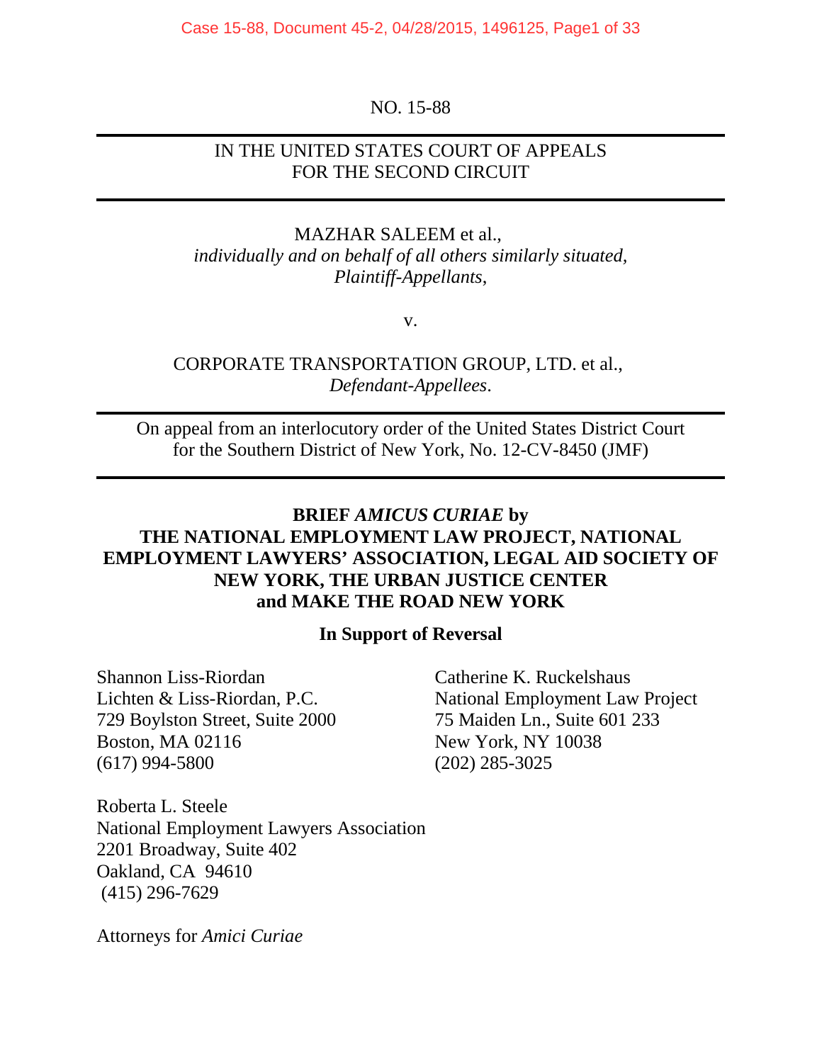NO. 15-88

---

IN THE UNITED STATES COURT OF APPEALS
FOR THE SECOND CIRCUIT

---

MAZHAR SALEEM et al.,
*individually and on behalf of all others similarly situated,*
*Plaintiff-Appellants*,

v.

CORPORATE TRANSPORTATION GROUP, LTD. et al.,
*Defendant-Appellees*.

---

On appeal from an interlocutory order of the United States District Court
for the Southern District of New York, No. 12-CV-8450 (JMF)

---

**BRIEF *AMICUS CURIAE* by**
**THE NATIONAL EMPLOYMENT LAW PROJECT, NATIONAL EMPLOYMENT LAWYERS' ASSOCIATION, LEGAL AID SOCIETY OF NEW YORK, THE URBAN JUSTICE CENTER and MAKE THE ROAD NEW YORK**

**In Support of Reversal**

Shannon Liss-Riordan
Lichten & Liss-Riordan, P.C.
729 Boylston Street, Suite 2000
Boston, MA 02116
(617) 994-5800

Catherine K. Ruckelshaus
National Employment Law Project
75 Maiden Ln., Suite 601 233
New York, NY 10038
(202) 285-3025

Roberta L. Steele
National Employment Lawyers Association
2201 Broadway, Suite 402
Oakland, CA 94610
(415) 296-7629

Attorneys for *Amici Curiae*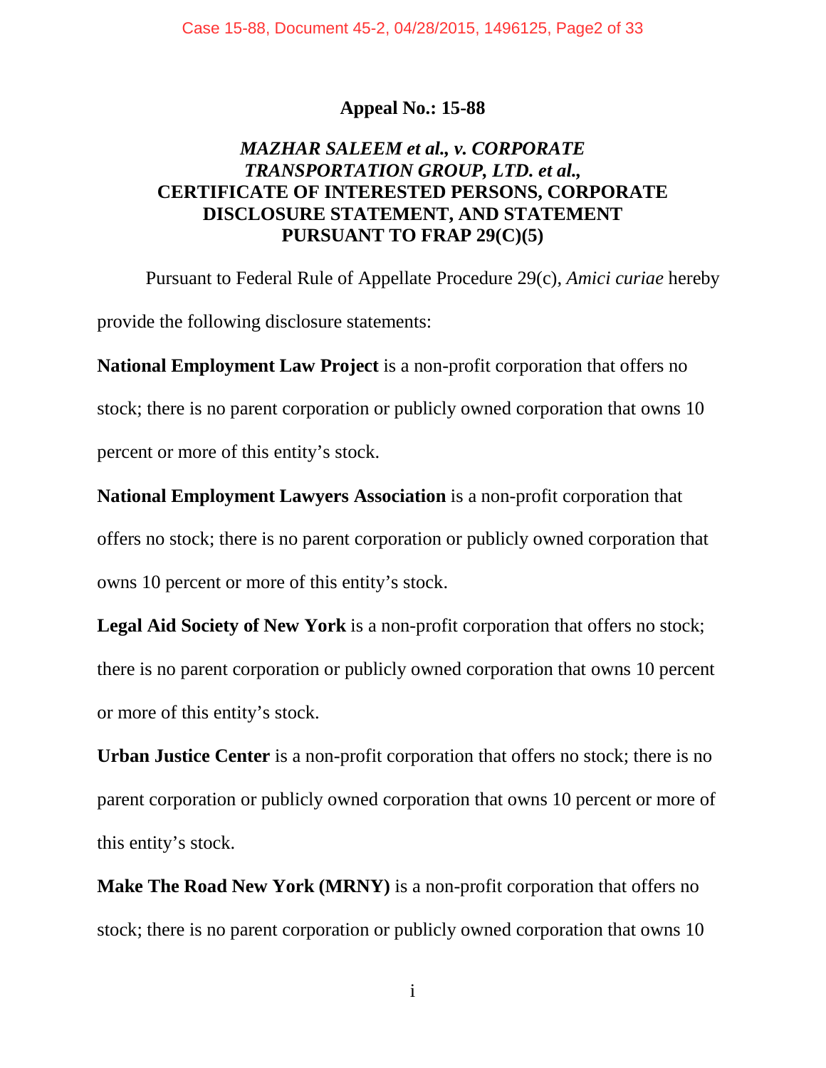**Appeal No.: 15-88**

***MAZHAR SALEEM et al., v. CORPORATE TRANSPORTATION GROUP, LTD. et al.,***
**CERTIFICATE OF INTERESTED PERSONS, CORPORATE DISCLOSURE STATEMENT, AND STATEMENT PURSUANT TO FRAP 29(C)(5)**

Pursuant to Federal Rule of Appellate Procedure 29(c), *Amici curiae* hereby provide the following disclosure statements:

**National Employment Law Project** is a non-profit corporation that offers no stock; there is no parent corporation or publicly owned corporation that owns 10 percent or more of this entity's stock.

**National Employment Lawyers Association** is a non-profit corporation that offers no stock; there is no parent corporation or publicly owned corporation that owns 10 percent or more of this entity's stock.

**Legal Aid Society of New York** is a non-profit corporation that offers no stock; there is no parent corporation or publicly owned corporation that owns 10 percent or more of this entity's stock.

**Urban Justice Center** is a non-profit corporation that offers no stock; there is no parent corporation or publicly owned corporation that owns 10 percent or more of this entity's stock.

**Make The Road New York (MRNY)** is a non-profit corporation that offers no stock; there is no parent corporation or publicly owned corporation that owns 10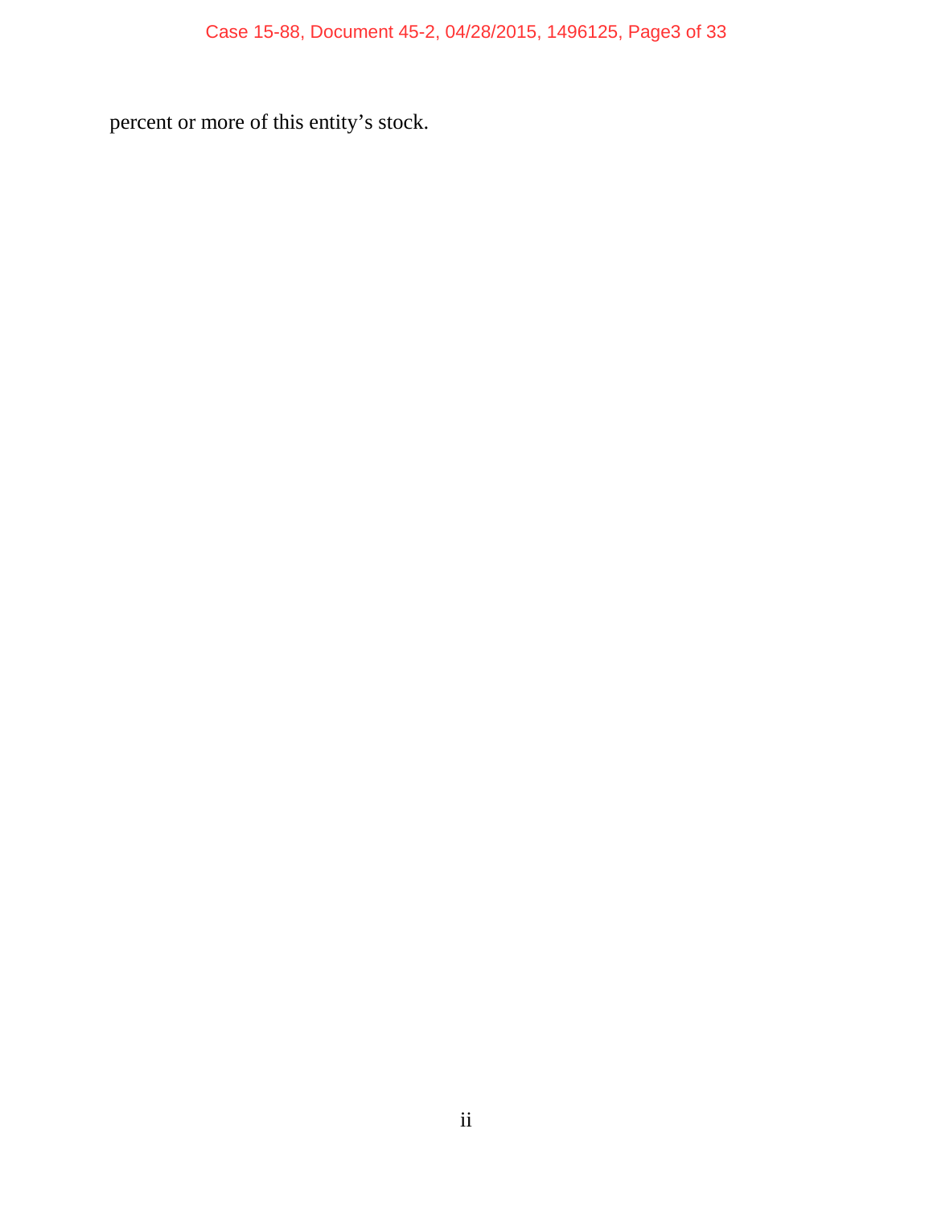percent or more of this entity's stock.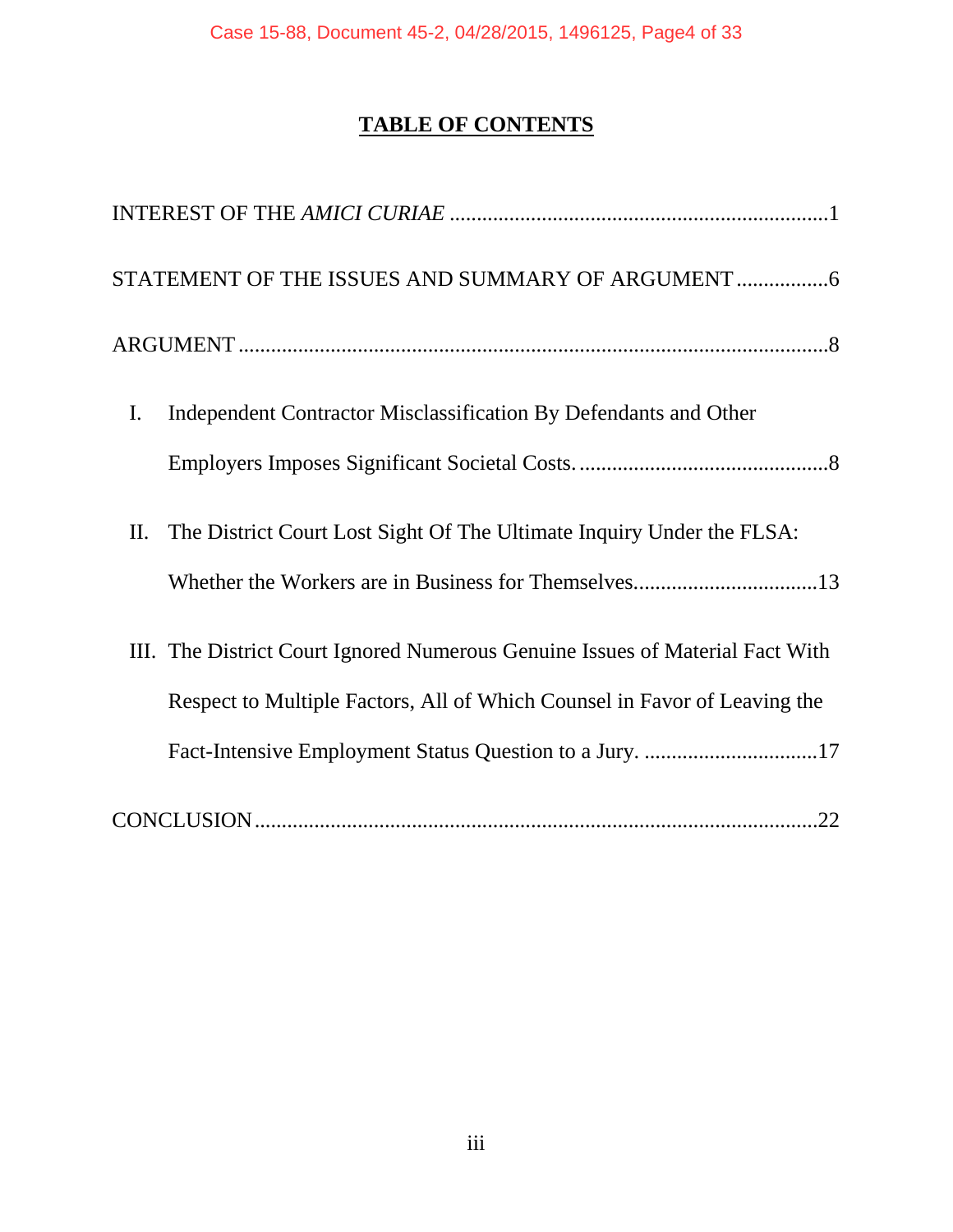# TABLE OF CONTENTS

INTEREST OF THE *AMICI CURIAE* .....................................................................1

STATEMENT OF THE ISSUES AND SUMMARY OF ARGUMENT .................6

ARGUMENT ...........................................................................................................8

I. Independent Contractor Misclassification By Defendants and Other Employers Imposes Significant Societal Costs. ..............................................8

II. The District Court Lost Sight Of The Ultimate Inquiry Under the FLSA: Whether the Workers are in Business for Themselves..................................13

III. The District Court Ignored Numerous Genuine Issues of Material Fact With Respect to Multiple Factors, All of Which Counsel in Favor of Leaving the Fact-Intensive Employment Status Question to a Jury. ................................17

CONCLUSION.......................................................................................................22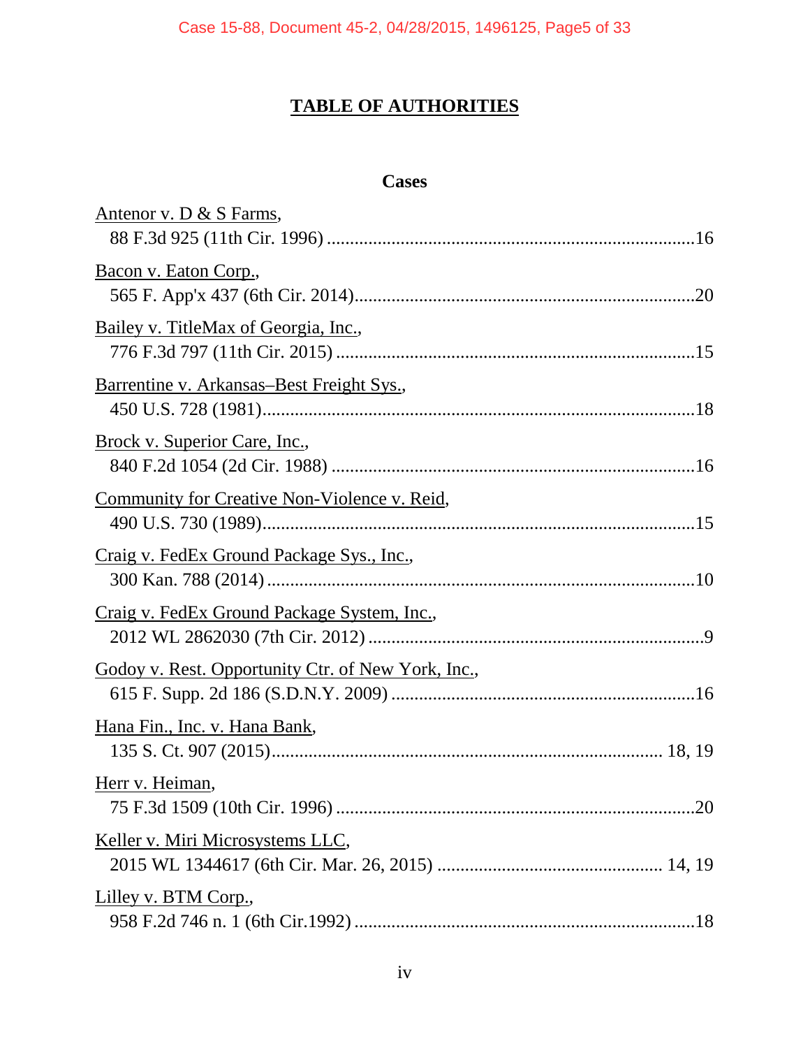# TABLE OF AUTHORITIES

## Cases

Antenor v. D & S Farms,
88 F.3d 925 (11th Cir. 1996) ....................................................................................16

Bacon v. Eaton Corp.,
565 F. App'x 437 (6th Cir. 2014)..............................................................................20

Bailey v. TitleMax of Georgia, Inc.,
776 F.3d 797 (11th Cir. 2015) ..................................................................................15

Barrentine v. Arkansas–Best Freight Sys.,
450 U.S. 728 (1981)....................................................................................................18

Brock v. Superior Care, Inc.,
840 F.2d 1054 (2d Cir. 1988) ....................................................................................16

Community for Creative Non-Violence v. Reid,
490 U.S. 730 (1989)....................................................................................................15

Craig v. FedEx Ground Package Sys., Inc.,
300 Kan. 788 (2014) ...................................................................................................10

Craig v. FedEx Ground Package System, Inc.,
2012 WL 2862030 (7th Cir. 2012) ..............................................................................9

Godoy v. Rest. Opportunity Ctr. of New York, Inc.,
615 F. Supp. 2d 186 (S.D.N.Y. 2009) ......................................................................16

Hana Fin., Inc. v. Hana Bank,
135 S. Ct. 907 (2015)........................................................................................ 18, 19

Herr v. Heiman,
75 F.3d 1509 (10th Cir. 1996) ..................................................................................20

Keller v. Miri Microsystems LLC,
2015 WL 1344617 (6th Cir. Mar. 26, 2015) ................................................... 14, 19

Lilley v. BTM Corp.,
958 F.2d 746 n. 1 (6th Cir.1992) ..............................................................................18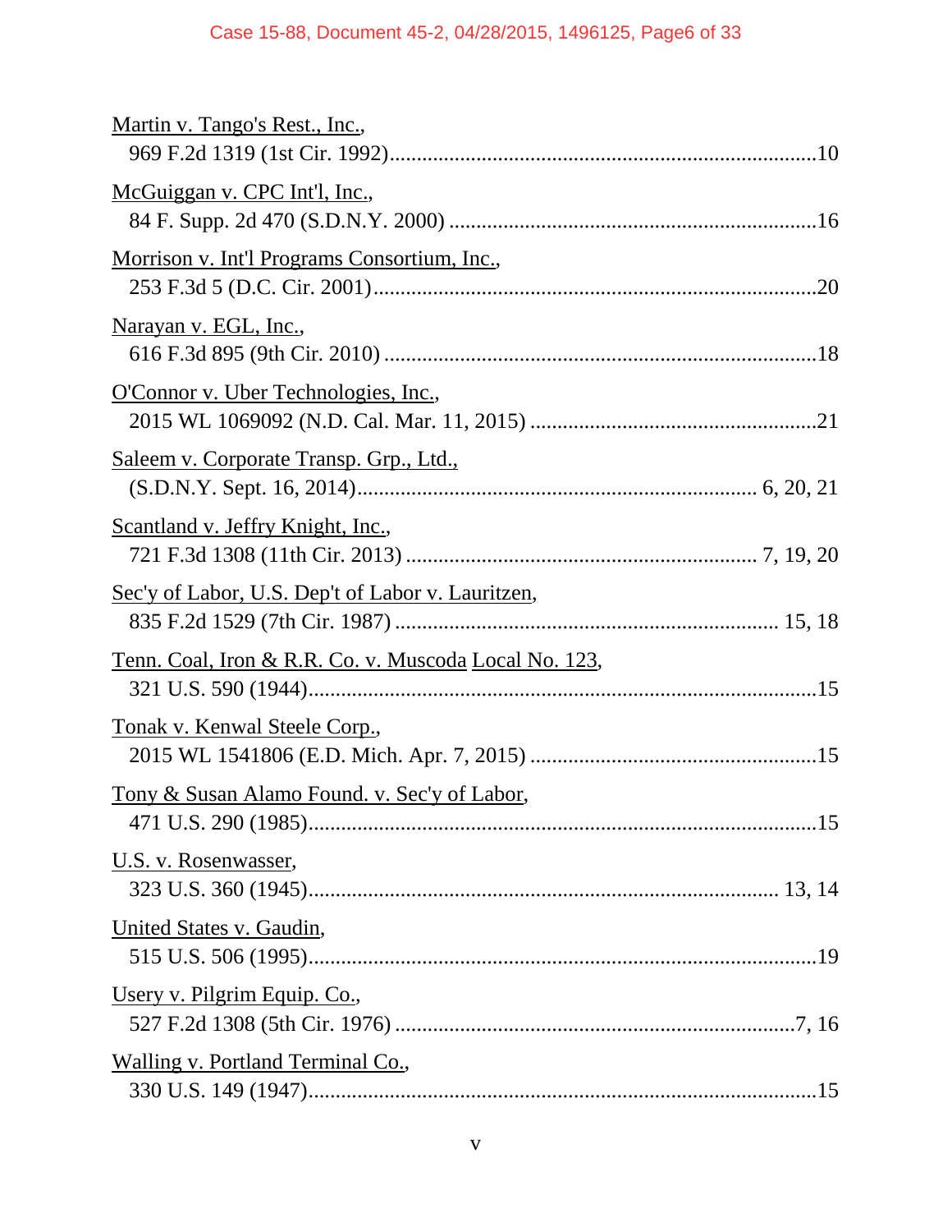Martin v. Tango's Rest., Inc.,
969 F.2d 1319 (1st Cir. 1992)...............................................................................10

McGuiggan v. CPC Int'l, Inc.,
84 F. Supp. 2d 470 (S.D.N.Y. 2000) ....................................................................16

Morrison v. Int'l Programs Consortium, Inc.,
253 F.3d 5 (D.C. Cir. 2001).................................................................................20

Narayan v. EGL, Inc.,
616 F.3d 895 (9th Cir. 2010) ................................................................................18

O'Connor v. Uber Technologies, Inc.,
2015 WL 1069092 (N.D. Cal. Mar. 11, 2015) .....................................................21

Saleem v. Corporate Transp. Grp., Ltd.,
(S.D.N.Y. Sept. 16, 2014)......................................................................... 6, 20, 21

Scantland v. Jeffry Knight, Inc.,
721 F.3d 1308 (11th Cir. 2013) ................................................................ 7, 19, 20

Sec'y of Labor, U.S. Dep't of Labor v. Lauritzen,
835 F.2d 1529 (7th Cir. 1987) ...................................................................... 15, 18

Tenn. Coal, Iron & R.R. Co. v. Muscoda Local No. 123,
321 U.S. 590 (1944)..............................................................................................15

Tonak v. Kenwal Steele Corp.,
2015 WL 1541806 (E.D. Mich. Apr. 7, 2015) .....................................................15

Tony & Susan Alamo Found. v. Sec'y of Labor,
471 U.S. 290 (1985)..............................................................................................15

U.S. v. Rosenwasser,
323 U.S. 360 (1945)...................................................................................... 13, 14

United States v. Gaudin,
515 U.S. 506 (1995)..............................................................................................19

Usery v. Pilgrim Equip. Co.,
527 F.2d 1308 (5th Cir. 1976) ..........................................................................7, 16

Walling v. Portland Terminal Co.,
330 U.S. 149 (1947)..............................................................................................15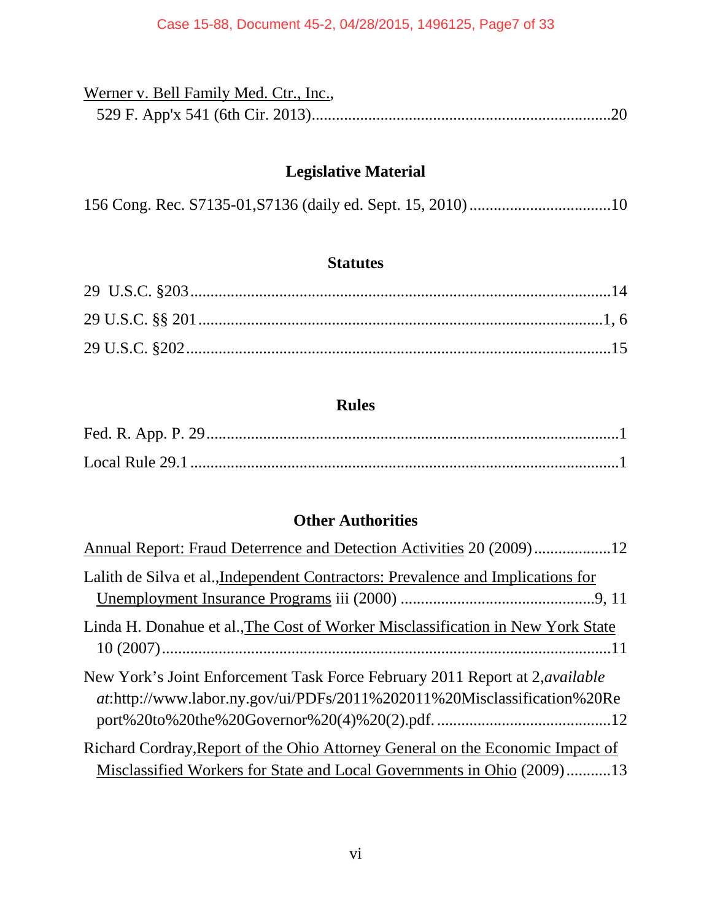Werner v. Bell Family Med. Ctr., Inc.,
529 F. App'x 541 (6th Cir. 2013)........................................................................20

## Legislative Material

156 Cong. Rec. S7135-01,S7136 (daily ed. Sept. 15, 2010) ..................................10

## Statutes

29 U.S.C. §203 ........................................................................................................14

29 U.S.C. §§ 201 ...................................................................................................1, 6

29 U.S.C. §202 ........................................................................................................15

## Rules

Fed. R. App. P. 29 ......................................................................................................1

Local Rule 29.1 ..........................................................................................................1

## Other Authorities

Annual Report: Fraud Deterrence and Detection Activities 20 (2009) ..................12

Lalith de Silva et al., Independent Contractors: Prevalence and Implications for Unemployment Insurance Programs iii (2000) ................................................9, 11

Linda H. Donahue et al., The Cost of Worker Misclassification in New York State 10 (2007) ..............................................................................................................11

New York's Joint Enforcement Task Force February 2011 Report at 2, *available at*:http://www.labor.ny.gov/ui/PDFs/2011%202011%20Misclassification%20Report%20to%20the%20Governor%20(4)%20(2).pdf. ..........................................12

Richard Cordray, Report of the Ohio Attorney General on the Economic Impact of Misclassified Workers for State and Local Governments in Ohio (2009) ...........13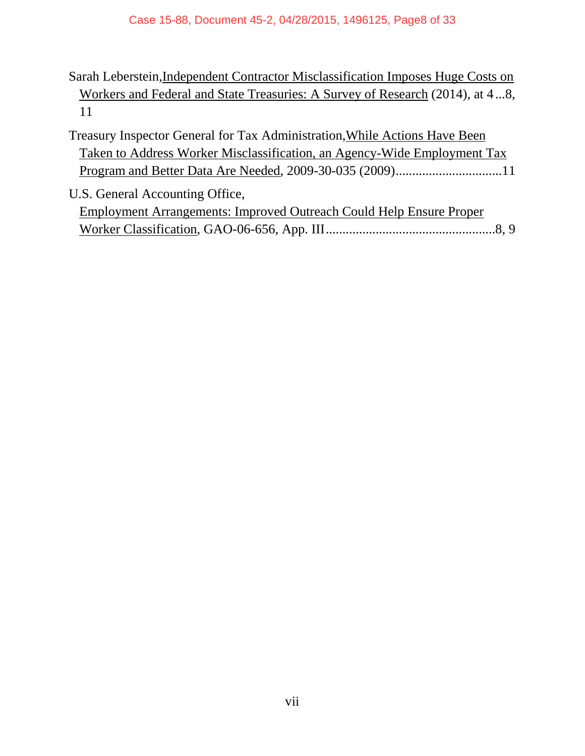Sarah Leberstein, Independent Contractor Misclassification Imposes Huge Costs on Workers and Federal and State Treasuries: A Survey of Research (2014), at 4...8, 11

Treasury Inspector General for Tax Administration, While Actions Have Been Taken to Address Worker Misclassification, an Agency-Wide Employment Tax Program and Better Data Are Needed, 2009-30-035 (2009)................................11

U.S. General Accounting Office, Employment Arrangements: Improved Outreach Could Help Ensure Proper Worker Classification, GAO-06-656, App. III...................................................8, 9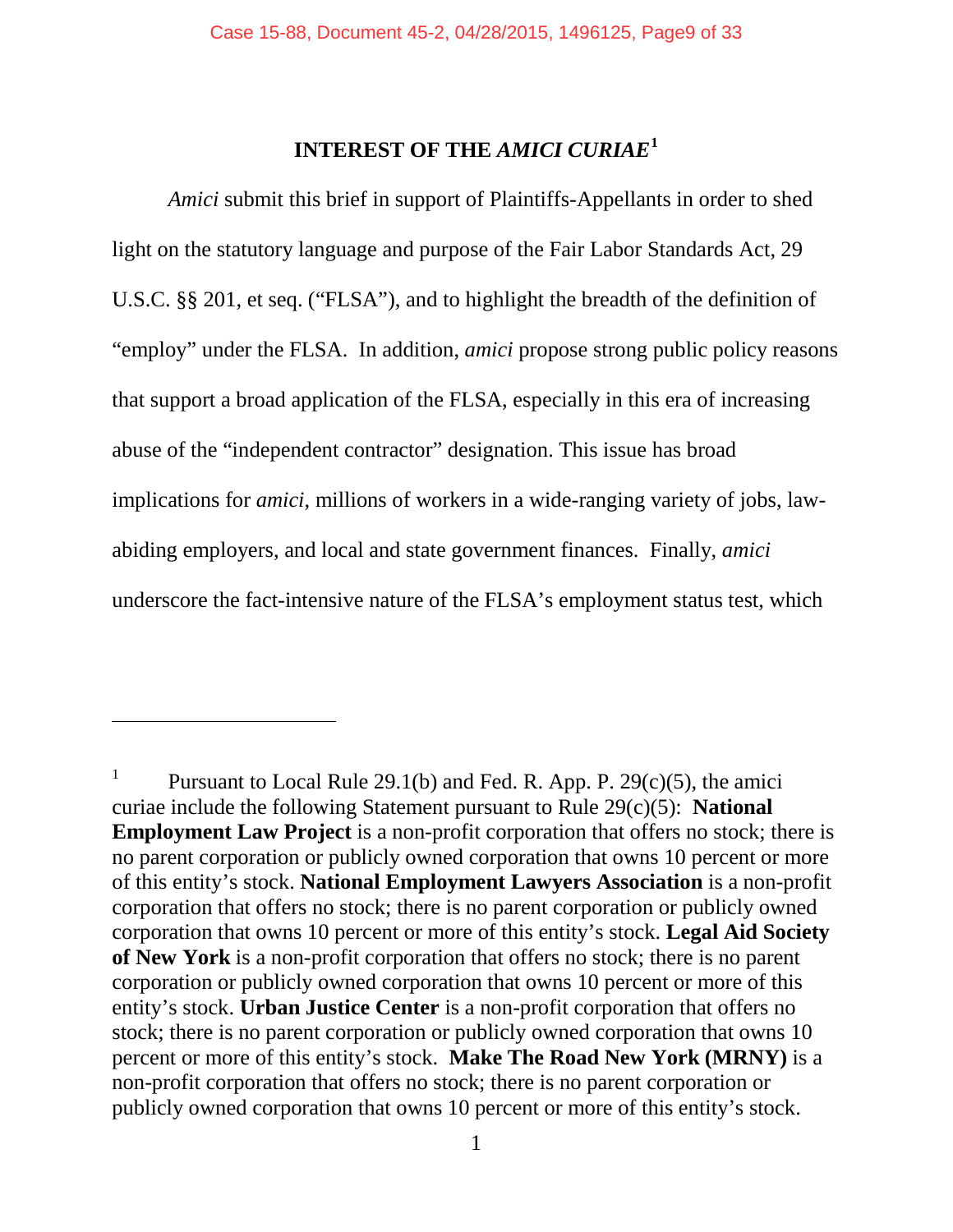## INTEREST OF THE *AMICI CURIAE*[1]

*Amici* submit this brief in support of Plaintiffs-Appellants in order to shed light on the statutory language and purpose of the Fair Labor Standards Act, 29 U.S.C. §§ 201, et seq. ("FLSA"), and to highlight the breadth of the definition of "employ" under the FLSA. In addition, *amici* propose strong public policy reasons that support a broad application of the FLSA, especially in this era of increasing abuse of the "independent contractor" designation. This issue has broad implications for *amici,* millions of workers in a wide-ranging variety of jobs, law-abiding employers, and local and state government finances. Finally, *amici* underscore the fact-intensive nature of the FLSA's employment status test, which

---

[1] Pursuant to Local Rule 29.1(b) and Fed. R. App. P. 29(c)(5), the amici curiae include the following Statement pursuant to Rule 29(c)(5): **National Employment Law Project** is a non-profit corporation that offers no stock; there is no parent corporation or publicly owned corporation that owns 10 percent or more of this entity's stock. **National Employment Lawyers Association** is a non-profit corporation that offers no stock; there is no parent corporation or publicly owned corporation that owns 10 percent or more of this entity's stock. **Legal Aid Society of New York** is a non-profit corporation that offers no stock; there is no parent corporation or publicly owned corporation that owns 10 percent or more of this entity's stock. **Urban Justice Center** is a non-profit corporation that offers no stock; there is no parent corporation or publicly owned corporation that owns 10 percent or more of this entity's stock. **Make The Road New York (MRNY)** is a non-profit corporation that offers no stock; there is no parent corporation or publicly owned corporation that owns 10 percent or more of this entity's stock.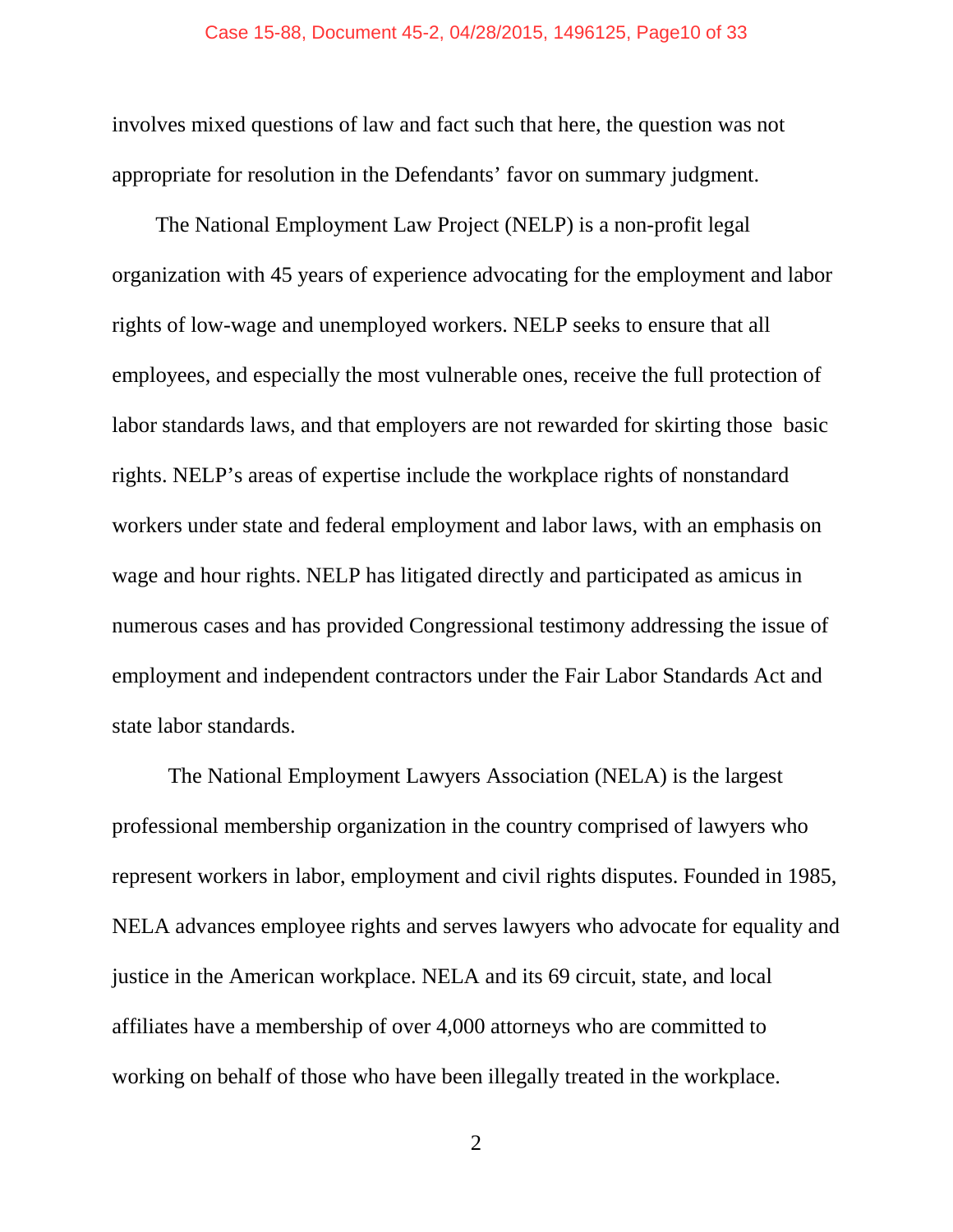involves mixed questions of law and fact such that here, the question was not appropriate for resolution in the Defendants' favor on summary judgment.

The National Employment Law Project (NELP) is a non-profit legal organization with 45 years of experience advocating for the employment and labor rights of low-wage and unemployed workers. NELP seeks to ensure that all employees, and especially the most vulnerable ones, receive the full protection of labor standards laws, and that employers are not rewarded for skirting those basic rights. NELP's areas of expertise include the workplace rights of nonstandard workers under state and federal employment and labor laws, with an emphasis on wage and hour rights. NELP has litigated directly and participated as amicus in numerous cases and has provided Congressional testimony addressing the issue of employment and independent contractors under the Fair Labor Standards Act and state labor standards.

The National Employment Lawyers Association (NELA) is the largest professional membership organization in the country comprised of lawyers who represent workers in labor, employment and civil rights disputes. Founded in 1985, NELA advances employee rights and serves lawyers who advocate for equality and justice in the American workplace. NELA and its 69 circuit, state, and local affiliates have a membership of over 4,000 attorneys who are committed to working on behalf of those who have been illegally treated in the workplace.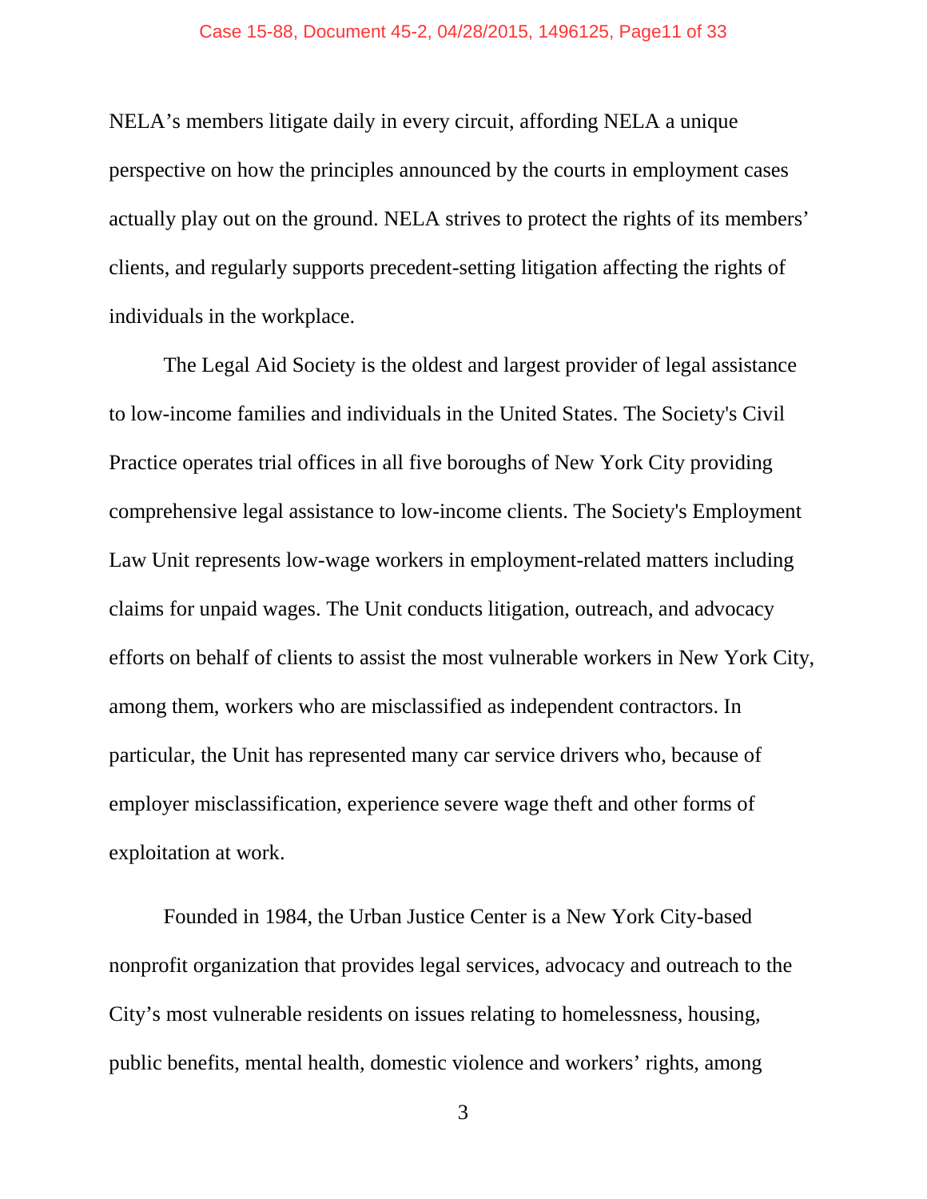NELA's members litigate daily in every circuit, affording NELA a unique perspective on how the principles announced by the courts in employment cases actually play out on the ground. NELA strives to protect the rights of its members' clients, and regularly supports precedent-setting litigation affecting the rights of individuals in the workplace.

The Legal Aid Society is the oldest and largest provider of legal assistance to low-income families and individuals in the United States. The Society's Civil Practice operates trial offices in all five boroughs of New York City providing comprehensive legal assistance to low-income clients. The Society's Employment Law Unit represents low-wage workers in employment-related matters including claims for unpaid wages. The Unit conducts litigation, outreach, and advocacy efforts on behalf of clients to assist the most vulnerable workers in New York City, among them, workers who are misclassified as independent contractors. In particular, the Unit has represented many car service drivers who, because of employer misclassification, experience severe wage theft and other forms of exploitation at work.

Founded in 1984, the Urban Justice Center is a New York City-based nonprofit organization that provides legal services, advocacy and outreach to the City's most vulnerable residents on issues relating to homelessness, housing, public benefits, mental health, domestic violence and workers' rights, among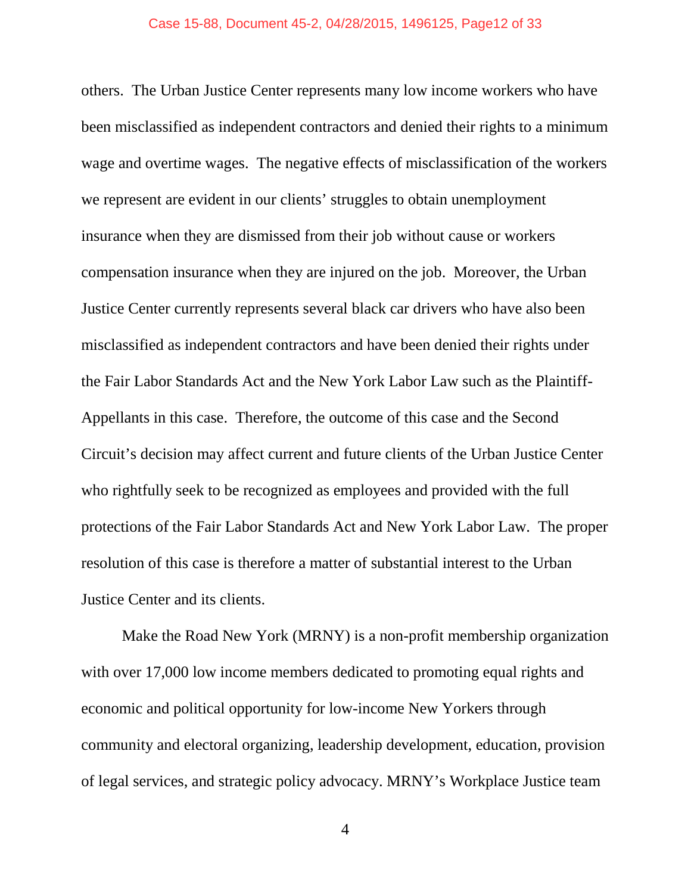others. The Urban Justice Center represents many low income workers who have been misclassified as independent contractors and denied their rights to a minimum wage and overtime wages. The negative effects of misclassification of the workers we represent are evident in our clients' struggles to obtain unemployment insurance when they are dismissed from their job without cause or workers compensation insurance when they are injured on the job. Moreover, the Urban Justice Center currently represents several black car drivers who have also been misclassified as independent contractors and have been denied their rights under the Fair Labor Standards Act and the New York Labor Law such as the Plaintiff-Appellants in this case. Therefore, the outcome of this case and the Second Circuit's decision may affect current and future clients of the Urban Justice Center who rightfully seek to be recognized as employees and provided with the full protections of the Fair Labor Standards Act and New York Labor Law. The proper resolution of this case is therefore a matter of substantial interest to the Urban Justice Center and its clients.

Make the Road New York (MRNY) is a non-profit membership organization with over 17,000 low income members dedicated to promoting equal rights and economic and political opportunity for low-income New Yorkers through community and electoral organizing, leadership development, education, provision of legal services, and strategic policy advocacy. MRNY's Workplace Justice team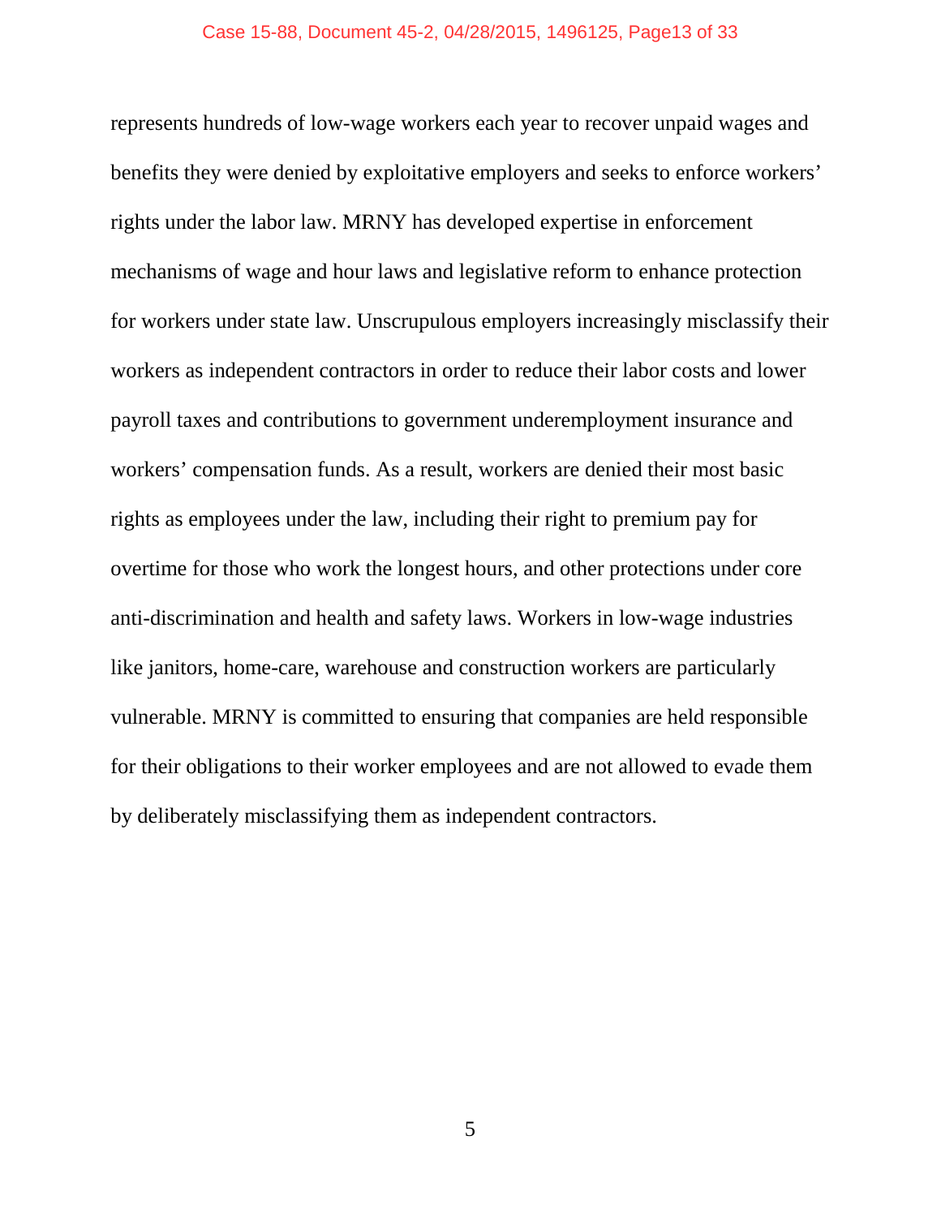represents hundreds of low-wage workers each year to recover unpaid wages and benefits they were denied by exploitative employers and seeks to enforce workers' rights under the labor law. MRNY has developed expertise in enforcement mechanisms of wage and hour laws and legislative reform to enhance protection for workers under state law. Unscrupulous employers increasingly misclassify their workers as independent contractors in order to reduce their labor costs and lower payroll taxes and contributions to government underemployment insurance and workers' compensation funds. As a result, workers are denied their most basic rights as employees under the law, including their right to premium pay for overtime for those who work the longest hours, and other protections under core anti-discrimination and health and safety laws. Workers in low-wage industries like janitors, home-care, warehouse and construction workers are particularly vulnerable. MRNY is committed to ensuring that companies are held responsible for their obligations to their worker employees and are not allowed to evade them by deliberately misclassifying them as independent contractors.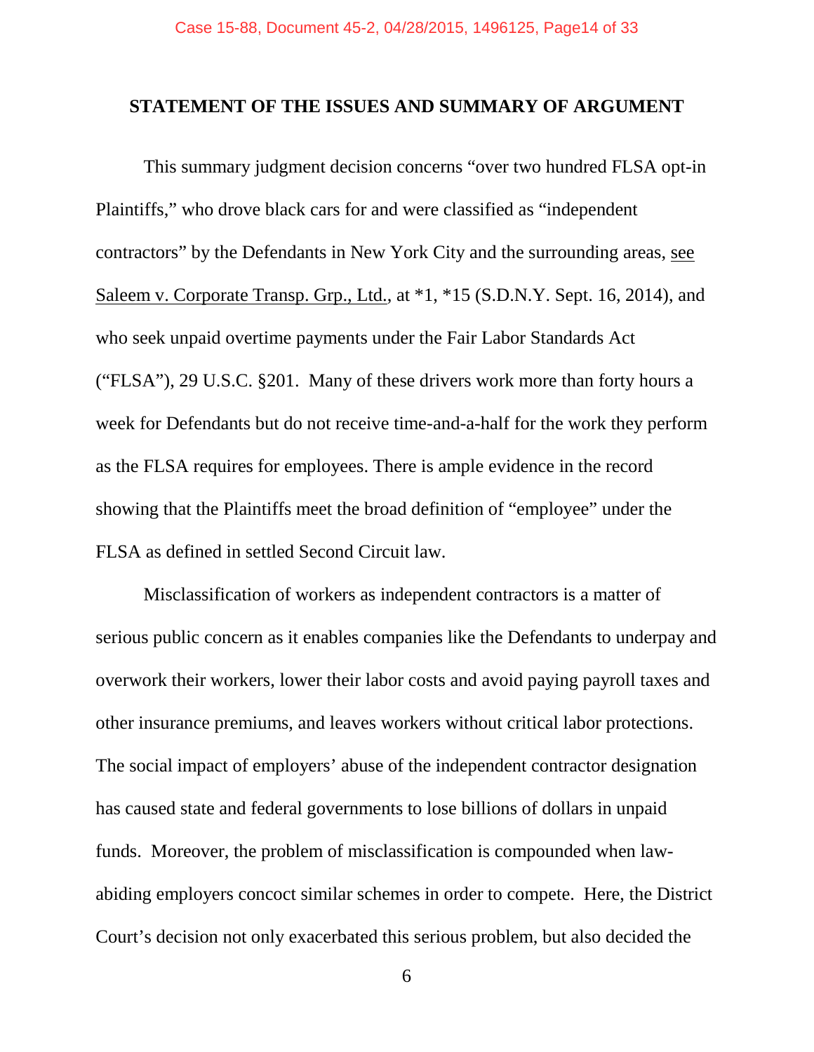## STATEMENT OF THE ISSUES AND SUMMARY OF ARGUMENT

This summary judgment decision concerns "over two hundred FLSA opt-in Plaintiffs," who drove black cars for and were classified as "independent contractors" by the Defendants in New York City and the surrounding areas, see Saleem v. Corporate Transp. Grp., Ltd., at *1, *15 (S.D.N.Y. Sept. 16, 2014), and who seek unpaid overtime payments under the Fair Labor Standards Act ("FLSA"), 29 U.S.C. §201. Many of these drivers work more than forty hours a week for Defendants but do not receive time-and-a-half for the work they perform as the FLSA requires for employees. There is ample evidence in the record showing that the Plaintiffs meet the broad definition of "employee" under the FLSA as defined in settled Second Circuit law.

Misclassification of workers as independent contractors is a matter of serious public concern as it enables companies like the Defendants to underpay and overwork their workers, lower their labor costs and avoid paying payroll taxes and other insurance premiums, and leaves workers without critical labor protections. The social impact of employers' abuse of the independent contractor designation has caused state and federal governments to lose billions of dollars in unpaid funds. Moreover, the problem of misclassification is compounded when law-abiding employers concoct similar schemes in order to compete. Here, the District Court's decision not only exacerbated this serious problem, but also decided the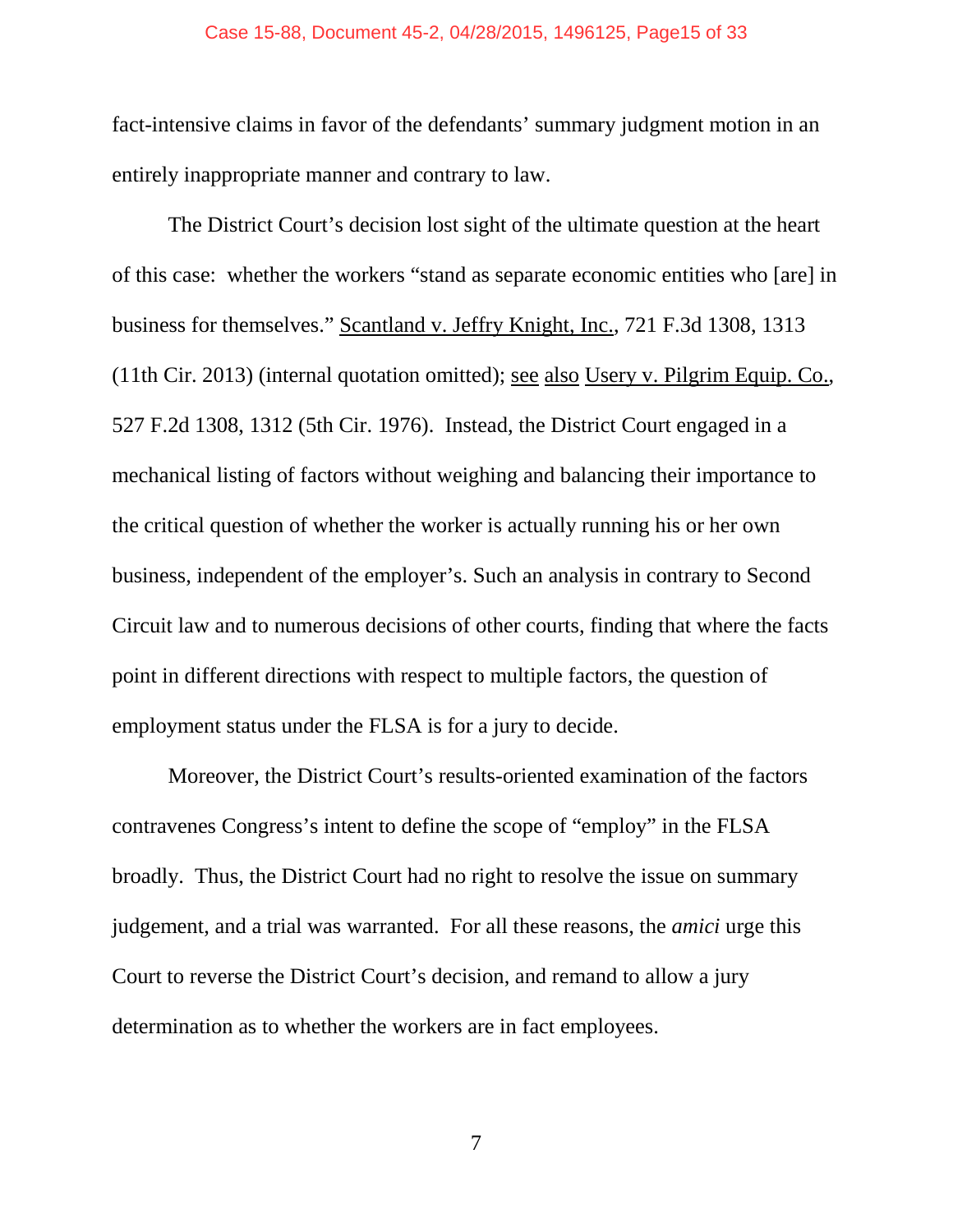fact-intensive claims in favor of the defendants' summary judgment motion in an entirely inappropriate manner and contrary to law.

The District Court's decision lost sight of the ultimate question at the heart of this case: whether the workers "stand as separate economic entities who [are] in business for themselves." Scantland v. Jeffry Knight, Inc., 721 F.3d 1308, 1313 (11th Cir. 2013) (internal quotation omitted); see also Usery v. Pilgrim Equip. Co., 527 F.2d 1308, 1312 (5th Cir. 1976). Instead, the District Court engaged in a mechanical listing of factors without weighing and balancing their importance to the critical question of whether the worker is actually running his or her own business, independent of the employer's. Such an analysis in contrary to Second Circuit law and to numerous decisions of other courts, finding that where the facts point in different directions with respect to multiple factors, the question of employment status under the FLSA is for a jury to decide.

Moreover, the District Court's results-oriented examination of the factors contravenes Congress's intent to define the scope of "employ" in the FLSA broadly. Thus, the District Court had no right to resolve the issue on summary judgement, and a trial was warranted. For all these reasons, the *amici* urge this Court to reverse the District Court's decision, and remand to allow a jury determination as to whether the workers are in fact employees.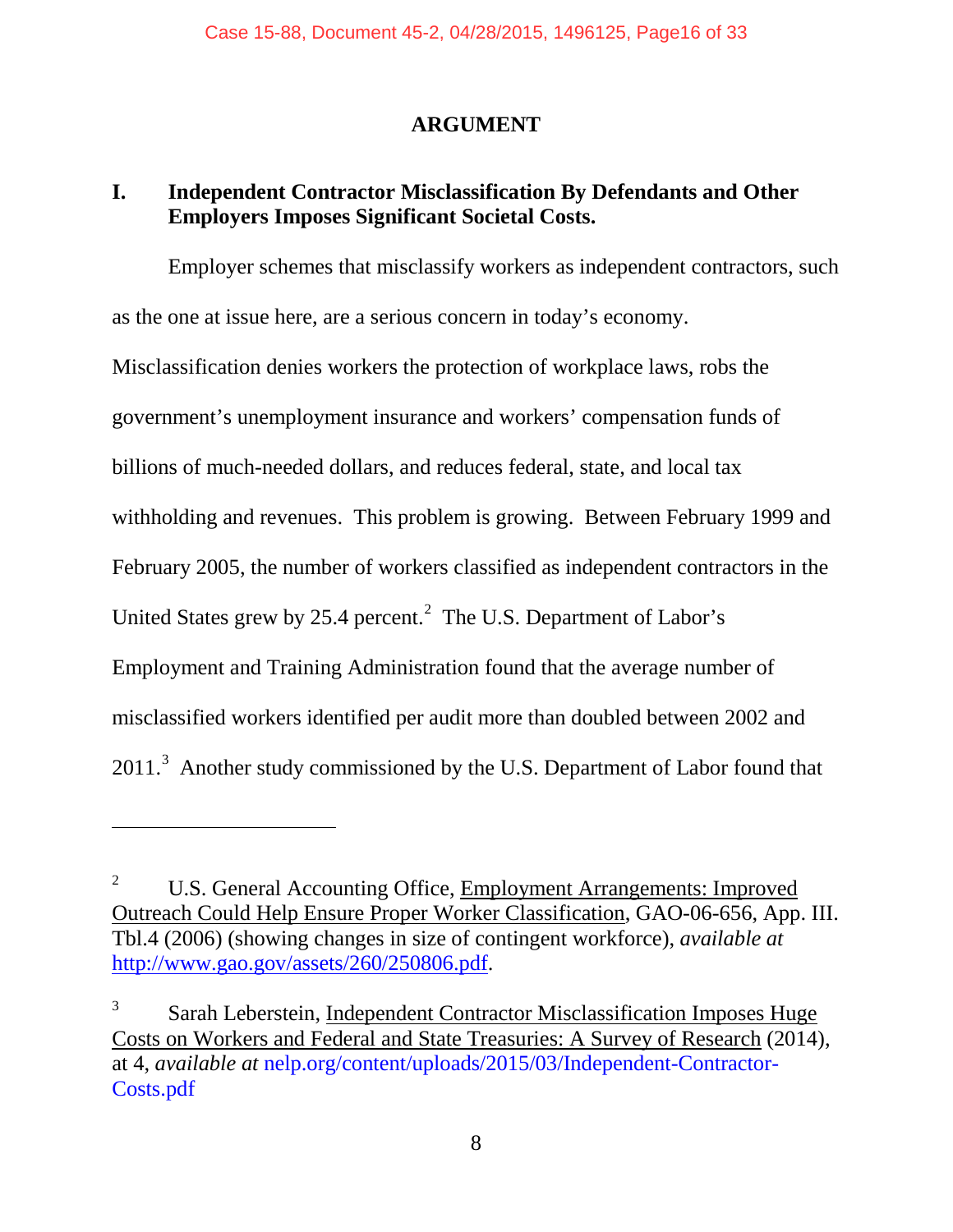## ARGUMENT

### I. Independent Contractor Misclassification By Defendants and Other Employers Imposes Significant Societal Costs.

Employer schemes that misclassify workers as independent contractors, such as the one at issue here, are a serious concern in today's economy. Misclassification denies workers the protection of workplace laws, robs the government's unemployment insurance and workers' compensation funds of billions of much-needed dollars, and reduces federal, state, and local tax withholding and revenues. This problem is growing. Between February 1999 and February 2005, the number of workers classified as independent contractors in the United States grew by 25.4 percent.[2] The U.S. Department of Labor's Employment and Training Administration found that the average number of misclassified workers identified per audit more than doubled between 2002 and 2011.[3] Another study commissioned by the U.S. Department of Labor found that

---

[2] U.S. General Accounting Office, Employment Arrangements: Improved Outreach Could Help Ensure Proper Worker Classification, GAO-06-656, App. III. Tbl.4 (2006) (showing changes in size of contingent workforce), *available at* http://www.gao.gov/assets/260/250806.pdf.

[3] Sarah Leberstein, Independent Contractor Misclassification Imposes Huge Costs on Workers and Federal and State Treasuries: A Survey of Research (2014), at 4, *available at* nelp.org/content/uploads/2015/03/Independent-Contractor-Costs.pdf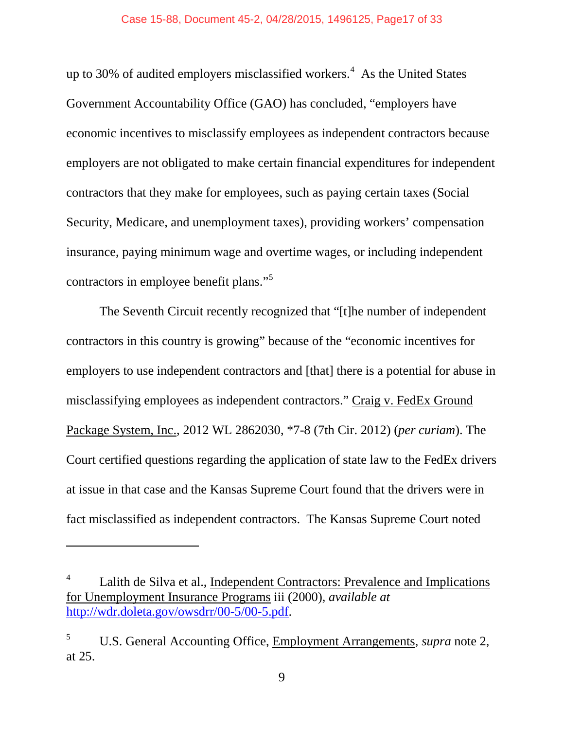up to 30% of audited employers misclassified workers.[4] As the United States Government Accountability Office (GAO) has concluded, "employers have economic incentives to misclassify employees as independent contractors because employers are not obligated to make certain financial expenditures for independent contractors that they make for employees, such as paying certain taxes (Social Security, Medicare, and unemployment taxes), providing workers' compensation insurance, paying minimum wage and overtime wages, or including independent contractors in employee benefit plans."[5]

The Seventh Circuit recently recognized that "[t]he number of independent contractors in this country is growing" because of the "economic incentives for employers to use independent contractors and [that] there is a potential for abuse in misclassifying employees as independent contractors." Craig v. FedEx Ground Package System, Inc., 2012 WL 2862030, *7-8 (7th Cir. 2012) (*per curiam*). The Court certified questions regarding the application of state law to the FedEx drivers at issue in that case and the Kansas Supreme Court found that the drivers were in fact misclassified as independent contractors. The Kansas Supreme Court noted

---

[4] Lalith de Silva et al., Independent Contractors: Prevalence and Implications for Unemployment Insurance Programs iii (2000), *available at* http://wdr.doleta.gov/owsdrr/00-5/00-5.pdf.

[5] U.S. General Accounting Office, Employment Arrangements, *supra* note 2, at 25.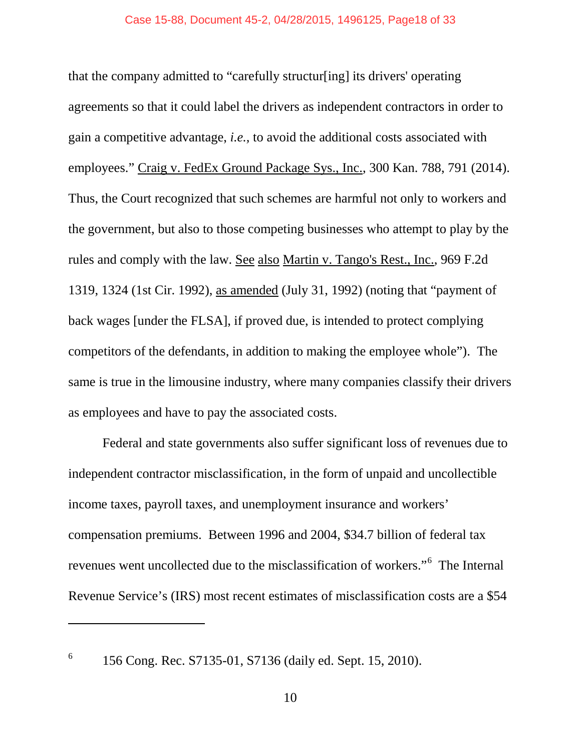that the company admitted to "carefully structur[ing] its drivers' operating agreements so that it could label the drivers as independent contractors in order to gain a competitive advantage, *i.e.*, to avoid the additional costs associated with employees." Craig v. FedEx Ground Package Sys., Inc., 300 Kan. 788, 791 (2014). Thus, the Court recognized that such schemes are harmful not only to workers and the government, but also to those competing businesses who attempt to play by the rules and comply with the law. See also Martin v. Tango's Rest., Inc., 969 F.2d 1319, 1324 (1st Cir. 1992), as amended (July 31, 1992) (noting that "payment of back wages [under the FLSA], if proved due, is intended to protect complying competitors of the defendants, in addition to making the employee whole"). The same is true in the limousine industry, where many companies classify their drivers as employees and have to pay the associated costs.

Federal and state governments also suffer significant loss of revenues due to independent contractor misclassification, in the form of unpaid and uncollectible income taxes, payroll taxes, and unemployment insurance and workers' compensation premiums. Between 1996 and 2004, $34.7 billion of federal tax revenues went uncollected due to the misclassification of workers."[6] The Internal Revenue Service's (IRS) most recent estimates of misclassification costs are a $54

---

[6] 156 Cong. Rec. S7135-01, S7136 (daily ed. Sept. 15, 2010).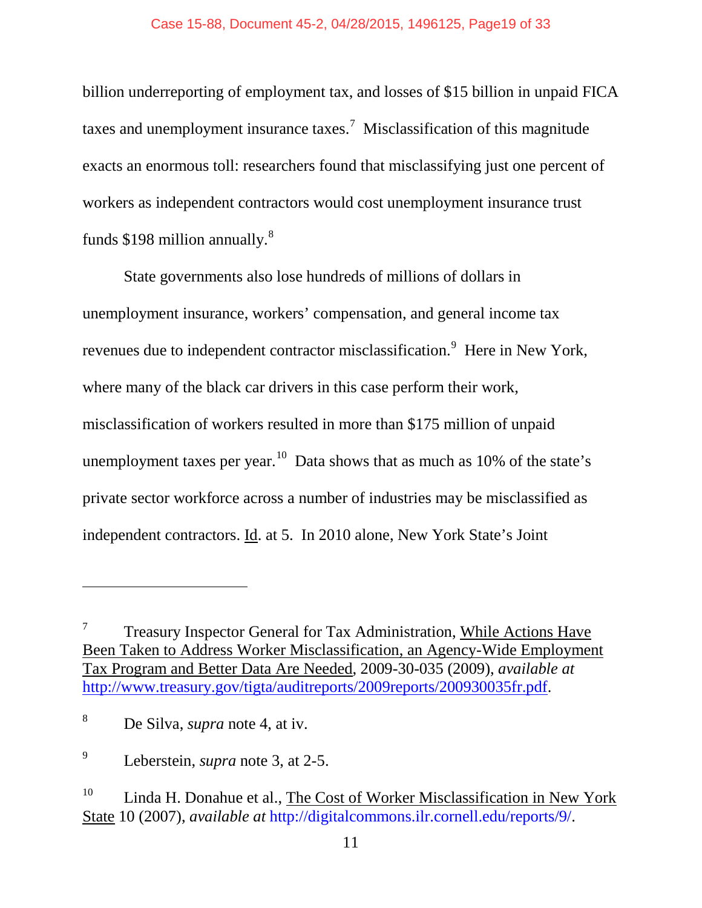billion underreporting of employment tax, and losses of $15 billion in unpaid FICA taxes and unemployment insurance taxes.[7] Misclassification of this magnitude exacts an enormous toll: researchers found that misclassifying just one percent of workers as independent contractors would cost unemployment insurance trust funds $198 million annually.[8]

State governments also lose hundreds of millions of dollars in unemployment insurance, workers' compensation, and general income tax revenues due to independent contractor misclassification.[9] Here in New York, where many of the black car drivers in this case perform their work, misclassification of workers resulted in more than $175 million of unpaid unemployment taxes per year.[10] Data shows that as much as 10% of the state's private sector workforce across a number of industries may be misclassified as independent contractors. Id. at 5. In 2010 alone, New York State's Joint

---

[7] Treasury Inspector General for Tax Administration, While Actions Have Been Taken to Address Worker Misclassification, an Agency-Wide Employment Tax Program and Better Data Are Needed, 2009-30-035 (2009), *available at* http://www.treasury.gov/tigta/auditreports/2009reports/200930035fr.pdf.

[8] De Silva, *supra* note 4, at iv.

[9] Leberstein, *supra* note 3, at 2-5.

[10] Linda H. Donahue et al., The Cost of Worker Misclassification in New York State 10 (2007), *available at* http://digitalcommons.ilr.cornell.edu/reports/9/.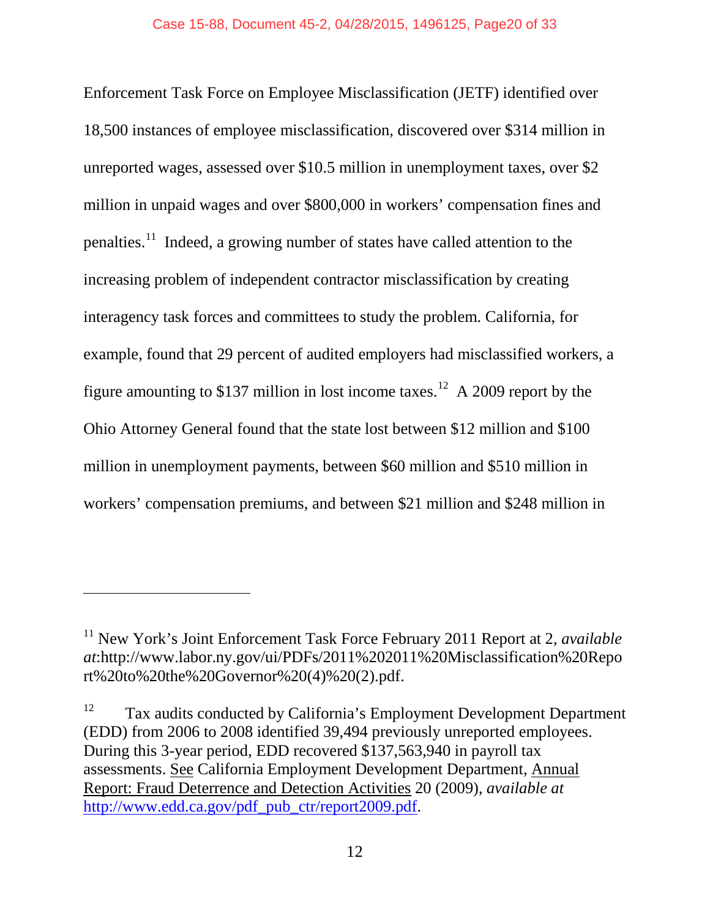Enforcement Task Force on Employee Misclassification (JETF) identified over 18,500 instances of employee misclassification, discovered over $314 million in unreported wages, assessed over $10.5 million in unemployment taxes, over $2 million in unpaid wages and over $800,000 in workers' compensation fines and penalties.[11] Indeed, a growing number of states have called attention to the increasing problem of independent contractor misclassification by creating interagency task forces and committees to study the problem. California, for example, found that 29 percent of audited employers had misclassified workers, a figure amounting to $137 million in lost income taxes.[12] A 2009 report by the Ohio Attorney General found that the state lost between $12 million and $100 million in unemployment payments, between $60 million and $510 million in workers' compensation premiums, and between $21 million and $248 million in

---

[11] New York's Joint Enforcement Task Force February 2011 Report at 2, *available at*:http://www.labor.ny.gov/ui/PDFs/2011%202011%20Misclassification%20Report%20to%20the%20Governor%20(4)%20(2).pdf.

[12] Tax audits conducted by California's Employment Development Department (EDD) from 2006 to 2008 identified 39,494 previously unreported employees. During this 3-year period, EDD recovered $137,563,940 in payroll tax assessments. See California Employment Development Department, Annual Report: Fraud Deterrence and Detection Activities 20 (2009), *available at* http://www.edd.ca.gov/pdf_pub_ctr/report2009.pdf.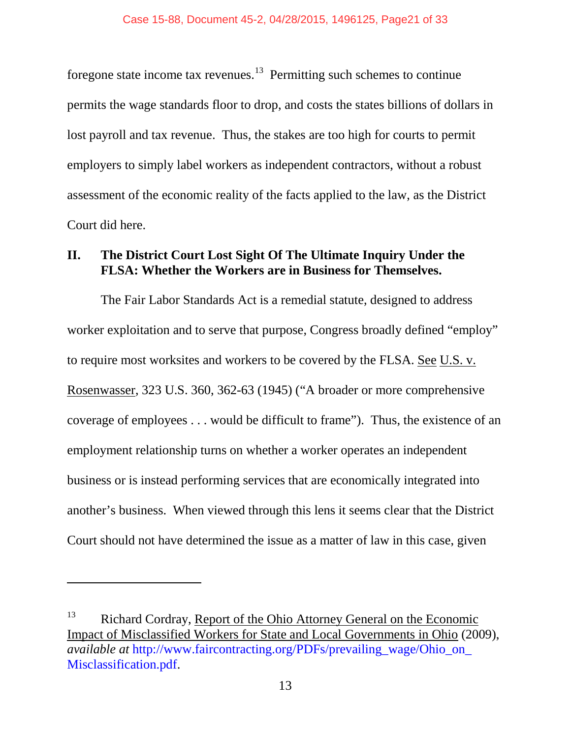foregone state income tax revenues.[13] Permitting such schemes to continue permits the wage standards floor to drop, and costs the states billions of dollars in lost payroll and tax revenue. Thus, the stakes are too high for courts to permit employers to simply label workers as independent contractors, without a robust assessment of the economic reality of the facts applied to the law, as the District Court did here.

## II. The District Court Lost Sight Of The Ultimate Inquiry Under the FLSA: Whether the Workers are in Business for Themselves.

The Fair Labor Standards Act is a remedial statute, designed to address worker exploitation and to serve that purpose, Congress broadly defined "employ" to require most worksites and workers to be covered by the FLSA. See U.S. v. Rosenwasser, 323 U.S. 360, 362-63 (1945) ("A broader or more comprehensive coverage of employees . . . would be difficult to frame"). Thus, the existence of an employment relationship turns on whether a worker operates an independent business or is instead performing services that are economically integrated into another's business. When viewed through this lens it seems clear that the District Court should not have determined the issue as a matter of law in this case, given

---

[13] Richard Cordray, Report of the Ohio Attorney General on the Economic Impact of Misclassified Workers for State and Local Governments in Ohio (2009), *available at* http://www.faircontracting.org/PDFs/prevailing_wage/Ohio_on_Misclassification.pdf.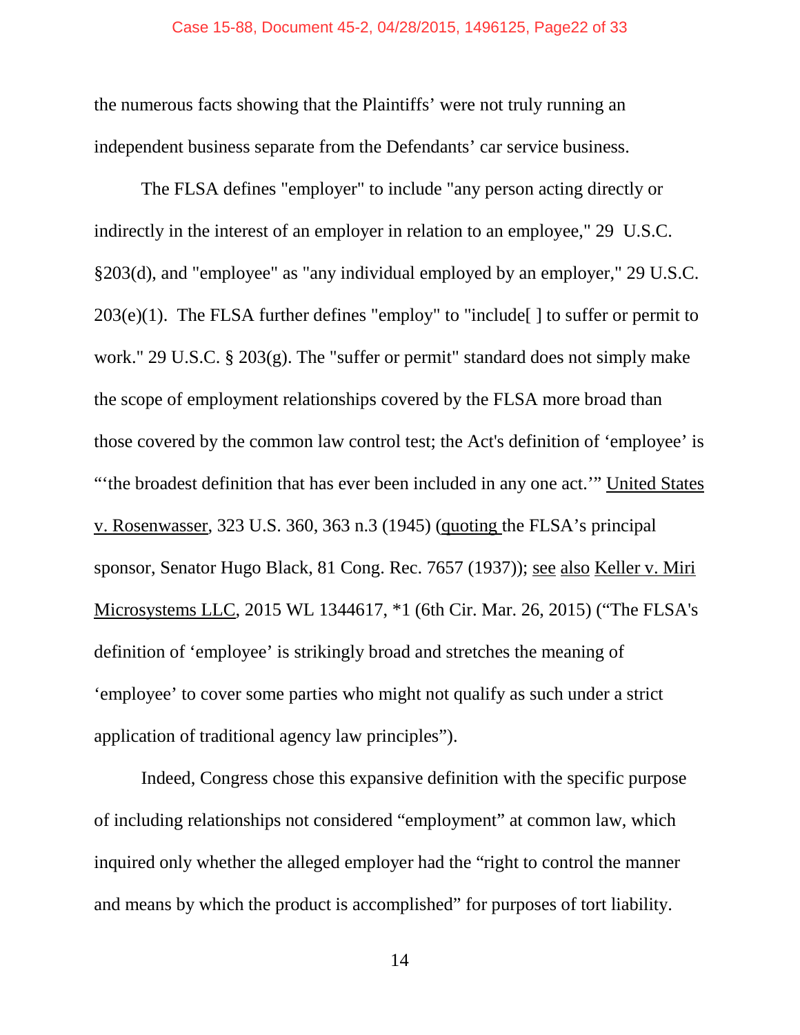the numerous facts showing that the Plaintiffs' were not truly running an independent business separate from the Defendants' car service business.

The FLSA defines "employer" to include "any person acting directly or indirectly in the interest of an employer in relation to an employee," 29 U.S.C. §203(d), and "employee" as "any individual employed by an employer," 29 U.S.C. 203(e)(1). The FLSA further defines "employ" to "include[ ] to suffer or permit to work." 29 U.S.C. § 203(g). The "suffer or permit" standard does not simply make the scope of employment relationships covered by the FLSA more broad than those covered by the common law control test; the Act's definition of 'employee' is "'the broadest definition that has ever been included in any one act.'" United States v. Rosenwasser, 323 U.S. 360, 363 n.3 (1945) (quoting the FLSA's principal sponsor, Senator Hugo Black, 81 Cong. Rec. 7657 (1937)); see also Keller v. Miri Microsystems LLC, 2015 WL 1344617, *1 (6th Cir. Mar. 26, 2015) ("The FLSA's definition of 'employee' is strikingly broad and stretches the meaning of 'employee' to cover some parties who might not qualify as such under a strict application of traditional agency law principles").

Indeed, Congress chose this expansive definition with the specific purpose of including relationships not considered "employment" at common law, which inquired only whether the alleged employer had the "right to control the manner and means by which the product is accomplished" for purposes of tort liability.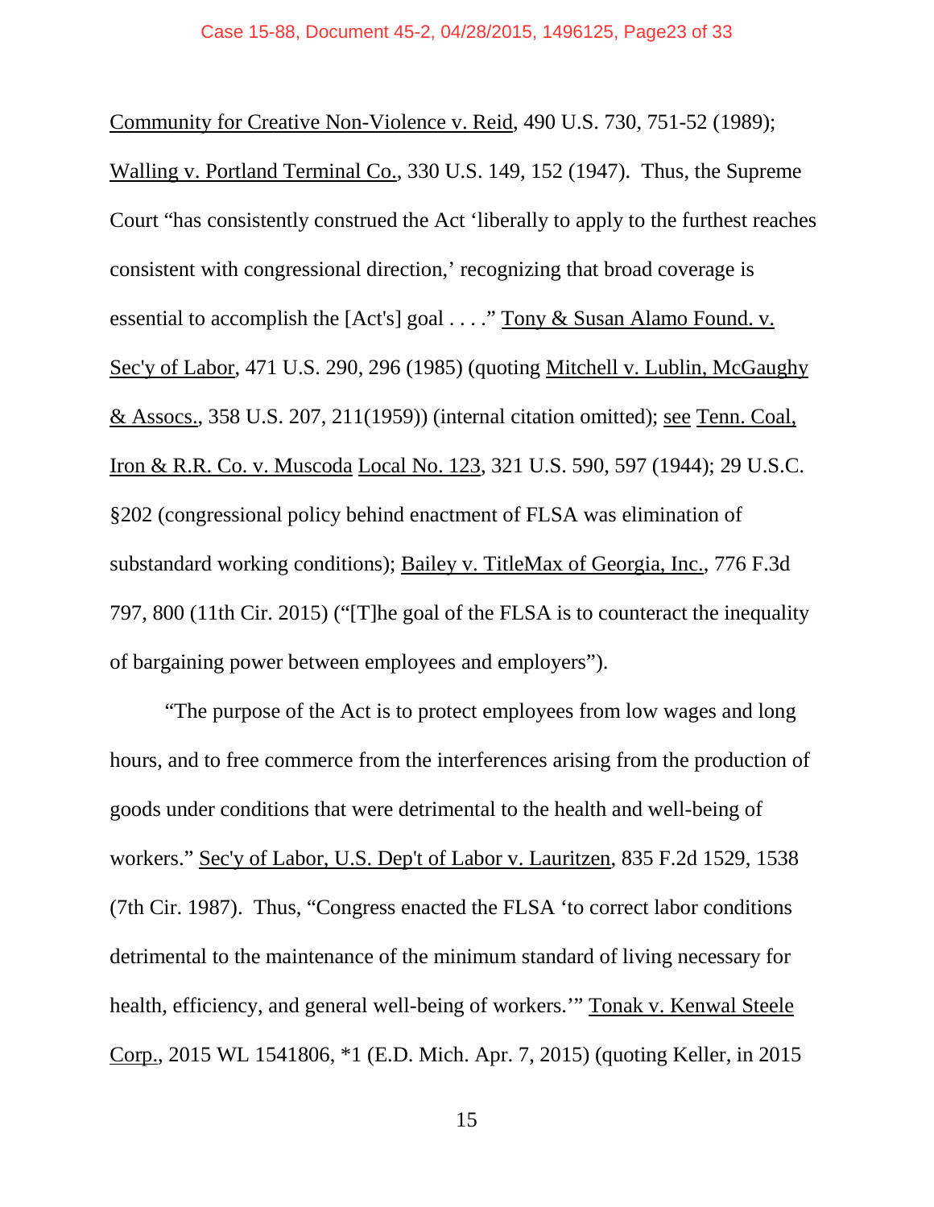Community for Creative Non-Violence v. Reid, 490 U.S. 730, 751-52 (1989); Walling v. Portland Terminal Co., 330 U.S. 149, 152 (1947). Thus, the Supreme Court "has consistently construed the Act 'liberally to apply to the furthest reaches consistent with congressional direction,' recognizing that broad coverage is essential to accomplish the [Act's] goal . . . ." Tony & Susan Alamo Found. v. Sec'y of Labor, 471 U.S. 290, 296 (1985) (quoting Mitchell v. Lublin, McGaughy & Assocs., 358 U.S. 207, 211(1959)) (internal citation omitted); see Tenn. Coal, Iron & R.R. Co. v. Muscoda Local No. 123, 321 U.S. 590, 597 (1944); 29 U.S.C. §202 (congressional policy behind enactment of FLSA was elimination of substandard working conditions); Bailey v. TitleMax of Georgia, Inc., 776 F.3d 797, 800 (11th Cir. 2015) ("[T]he goal of the FLSA is to counteract the inequality of bargaining power between employees and employers").

"The purpose of the Act is to protect employees from low wages and long hours, and to free commerce from the interferences arising from the production of goods under conditions that were detrimental to the health and well-being of workers." Sec'y of Labor, U.S. Dep't of Labor v. Lauritzen, 835 F.2d 1529, 1538 (7th Cir. 1987). Thus, "Congress enacted the FLSA 'to correct labor conditions detrimental to the maintenance of the minimum standard of living necessary for health, efficiency, and general well-being of workers.'" Tonak v. Kenwal Steele Corp., 2015 WL 1541806, *1 (E.D. Mich. Apr. 7, 2015) (quoting Keller, in 2015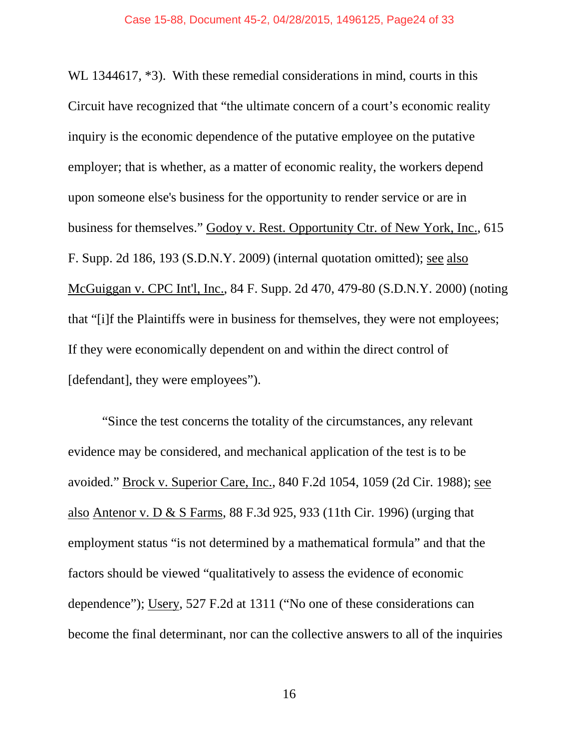WL 1344617, *3). With these remedial considerations in mind, courts in this Circuit have recognized that "the ultimate concern of a court's economic reality inquiry is the economic dependence of the putative employee on the putative employer; that is whether, as a matter of economic reality, the workers depend upon someone else's business for the opportunity to render service or are in business for themselves." Godoy v. Rest. Opportunity Ctr. of New York, Inc., 615 F. Supp. 2d 186, 193 (S.D.N.Y. 2009) (internal quotation omitted); see also McGuiggan v. CPC Int'l, Inc., 84 F. Supp. 2d 470, 479-80 (S.D.N.Y. 2000) (noting that "[i]f the Plaintiffs were in business for themselves, they were not employees; If they were economically dependent on and within the direct control of [defendant], they were employees").

"Since the test concerns the totality of the circumstances, any relevant evidence may be considered, and mechanical application of the test is to be avoided." Brock v. Superior Care, Inc., 840 F.2d 1054, 1059 (2d Cir. 1988); see also Antenor v. D & S Farms, 88 F.3d 925, 933 (11th Cir. 1996) (urging that employment status "is not determined by a mathematical formula" and that the factors should be viewed "qualitatively to assess the evidence of economic dependence"); Usery, 527 F.2d at 1311 ("No one of these considerations can become the final determinant, nor can the collective answers to all of the inquiries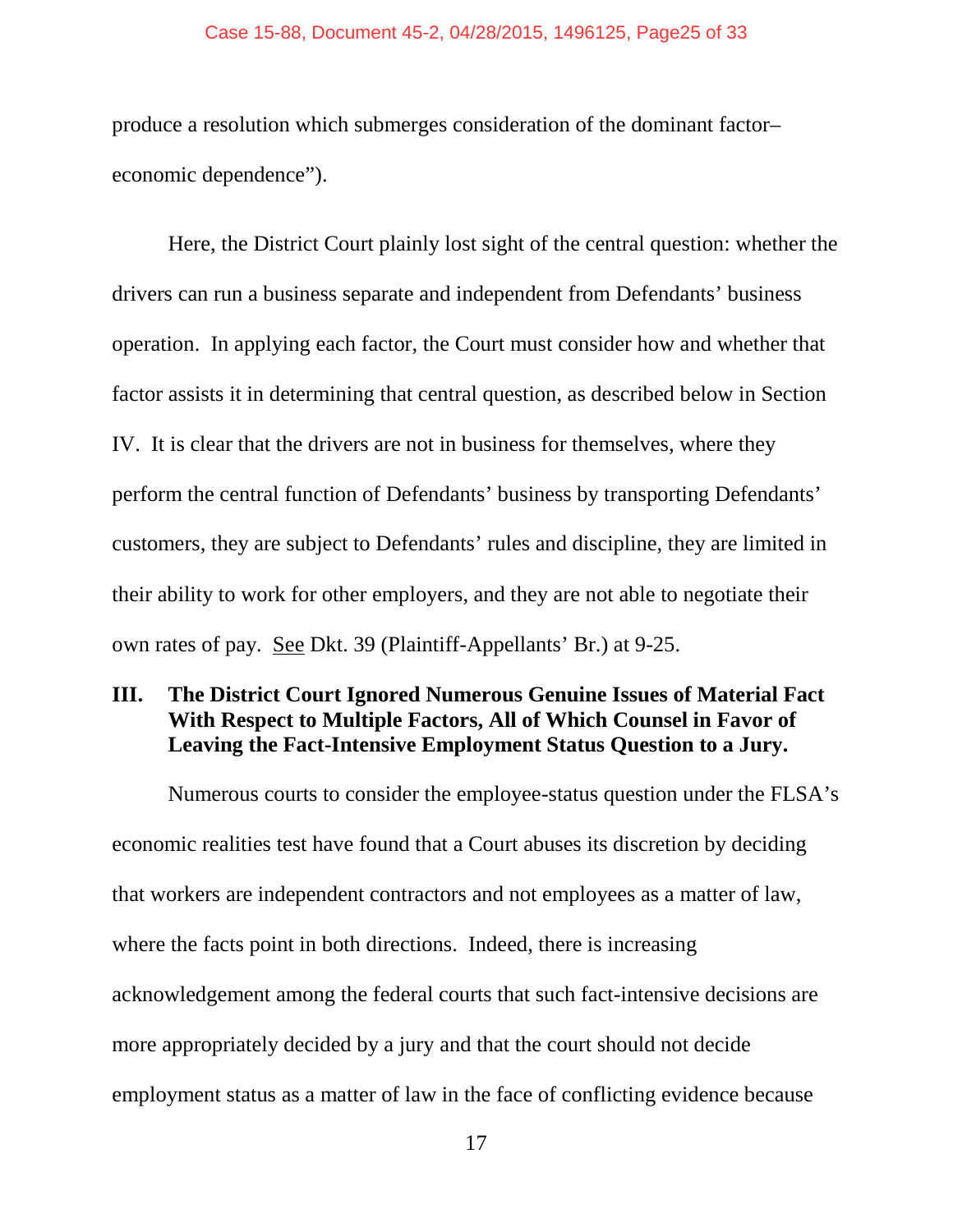produce a resolution which submerges consideration of the dominant factor–economic dependence").

Here, the District Court plainly lost sight of the central question: whether the drivers can run a business separate and independent from Defendants' business operation. In applying each factor, the Court must consider how and whether that factor assists it in determining that central question, as described below in Section IV. It is clear that the drivers are not in business for themselves, where they perform the central function of Defendants' business by transporting Defendants' customers, they are subject to Defendants' rules and discipline, they are limited in their ability to work for other employers, and they are not able to negotiate their own rates of pay. See Dkt. 39 (Plaintiff-Appellants' Br.) at 9-25.

## III. The District Court Ignored Numerous Genuine Issues of Material Fact With Respect to Multiple Factors, All of Which Counsel in Favor of Leaving the Fact-Intensive Employment Status Question to a Jury.

Numerous courts to consider the employee-status question under the FLSA's economic realities test have found that a Court abuses its discretion by deciding that workers are independent contractors and not employees as a matter of law, where the facts point in both directions. Indeed, there is increasing acknowledgement among the federal courts that such fact-intensive decisions are more appropriately decided by a jury and that the court should not decide employment status as a matter of law in the face of conflicting evidence because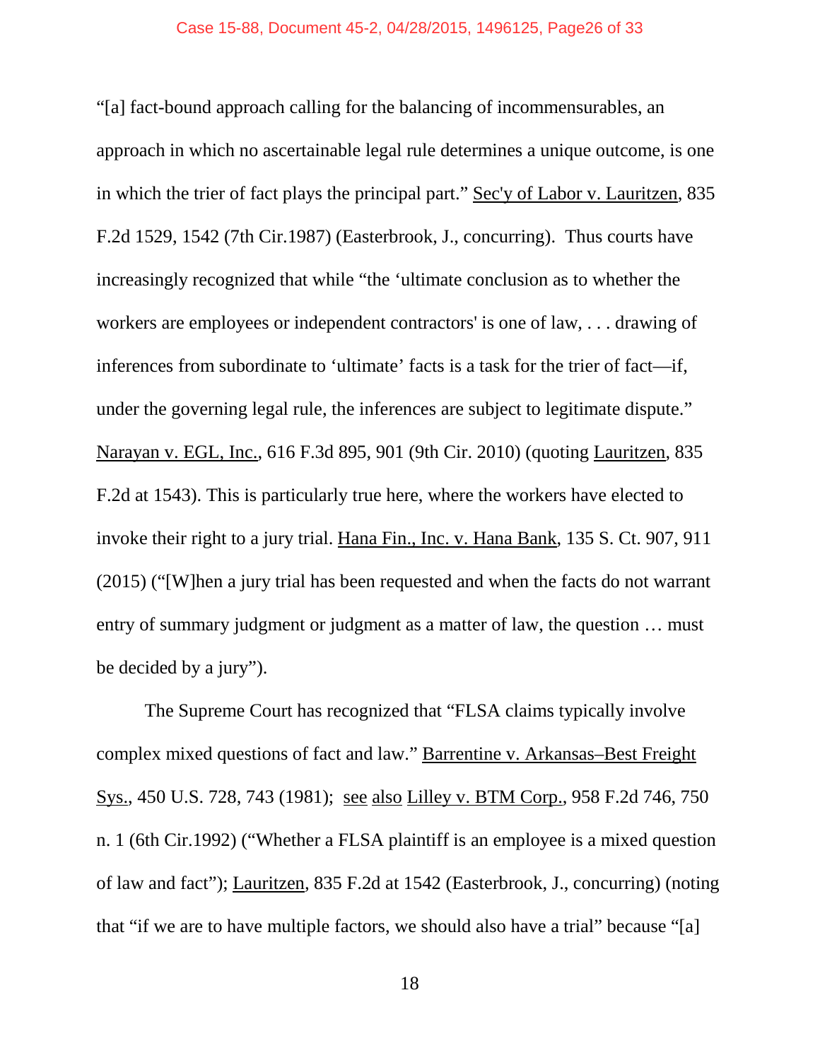"[a] fact-bound approach calling for the balancing of incommensurables, an approach in which no ascertainable legal rule determines a unique outcome, is one in which the trier of fact plays the principal part." Sec'y of Labor v. Lauritzen, 835 F.2d 1529, 1542 (7th Cir.1987) (Easterbrook, J., concurring). Thus courts have increasingly recognized that while "the 'ultimate conclusion as to whether the workers are employees or independent contractors' is one of law, . . . drawing of inferences from subordinate to 'ultimate' facts is a task for the trier of fact—if, under the governing legal rule, the inferences are subject to legitimate dispute." Narayan v. EGL, Inc., 616 F.3d 895, 901 (9th Cir. 2010) (quoting Lauritzen, 835 F.2d at 1543). This is particularly true here, where the workers have elected to invoke their right to a jury trial. Hana Fin., Inc. v. Hana Bank, 135 S. Ct. 907, 911 (2015) ("[W]hen a jury trial has been requested and when the facts do not warrant entry of summary judgment or judgment as a matter of law, the question … must be decided by a jury").

The Supreme Court has recognized that "FLSA claims typically involve complex mixed questions of fact and law." Barrentine v. Arkansas–Best Freight Sys., 450 U.S. 728, 743 (1981); see also Lilley v. BTM Corp., 958 F.2d 746, 750 n. 1 (6th Cir.1992) ("Whether a FLSA plaintiff is an employee is a mixed question of law and fact"); Lauritzen, 835 F.2d at 1542 (Easterbrook, J., concurring) (noting that "if we are to have multiple factors, we should also have a trial" because "[a]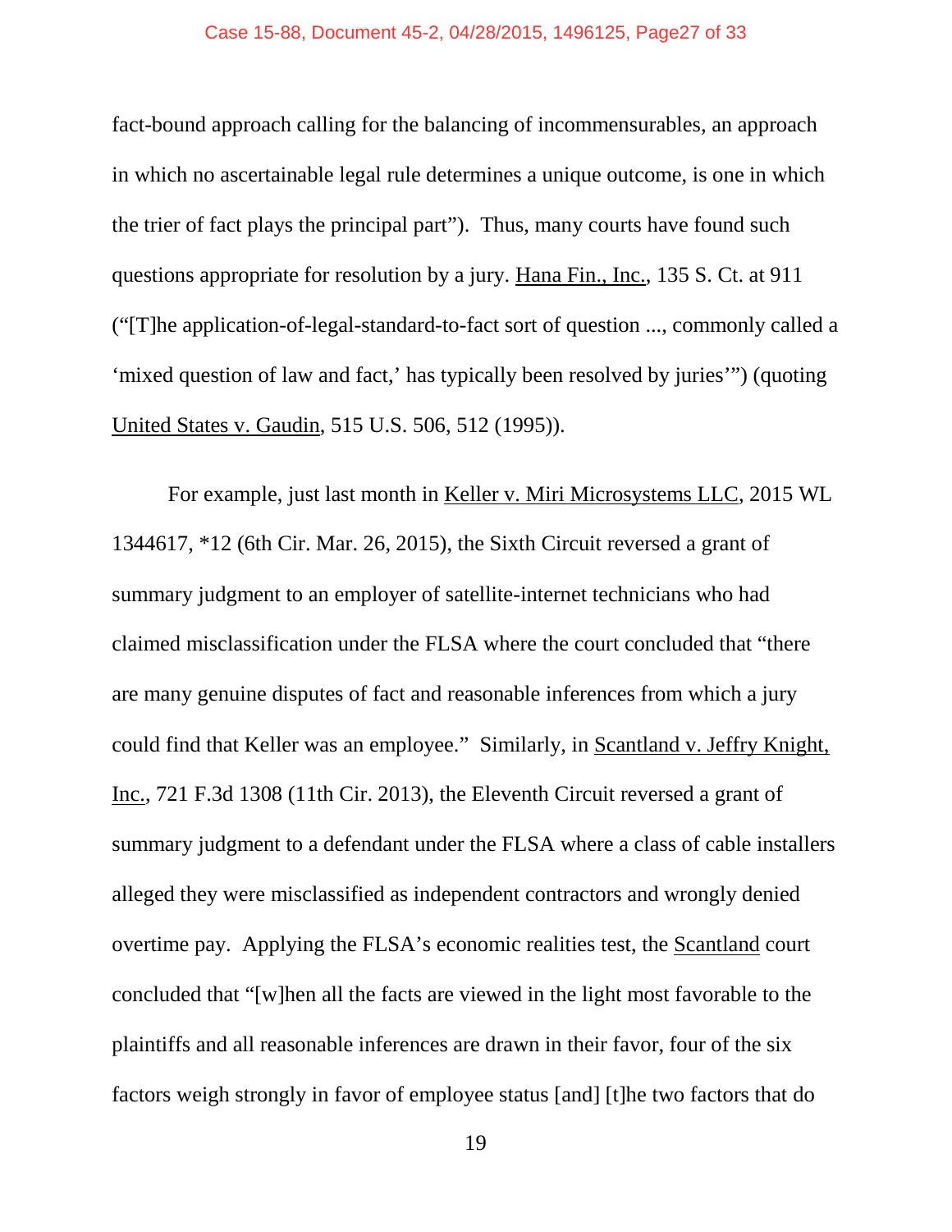fact-bound approach calling for the balancing of incommensurables, an approach in which no ascertainable legal rule determines a unique outcome, is one in which the trier of fact plays the principal part"). Thus, many courts have found such questions appropriate for resolution by a jury. Hana Fin., Inc., 135 S. Ct. at 911 ("[T]he application-of-legal-standard-to-fact sort of question ..., commonly called a 'mixed question of law and fact,' has typically been resolved by juries'") (quoting United States v. Gaudin, 515 U.S. 506, 512 (1995)).

For example, just last month in Keller v. Miri Microsystems LLC, 2015 WL 1344617, *12 (6th Cir. Mar. 26, 2015), the Sixth Circuit reversed a grant of summary judgment to an employer of satellite-internet technicians who had claimed misclassification under the FLSA where the court concluded that "there are many genuine disputes of fact and reasonable inferences from which a jury could find that Keller was an employee." Similarly, in Scantland v. Jeffry Knight, Inc., 721 F.3d 1308 (11th Cir. 2013), the Eleventh Circuit reversed a grant of summary judgment to a defendant under the FLSA where a class of cable installers alleged they were misclassified as independent contractors and wrongly denied overtime pay. Applying the FLSA's economic realities test, the Scantland court concluded that "[w]hen all the facts are viewed in the light most favorable to the plaintiffs and all reasonable inferences are drawn in their favor, four of the six factors weigh strongly in favor of employee status [and] [t]he two factors that do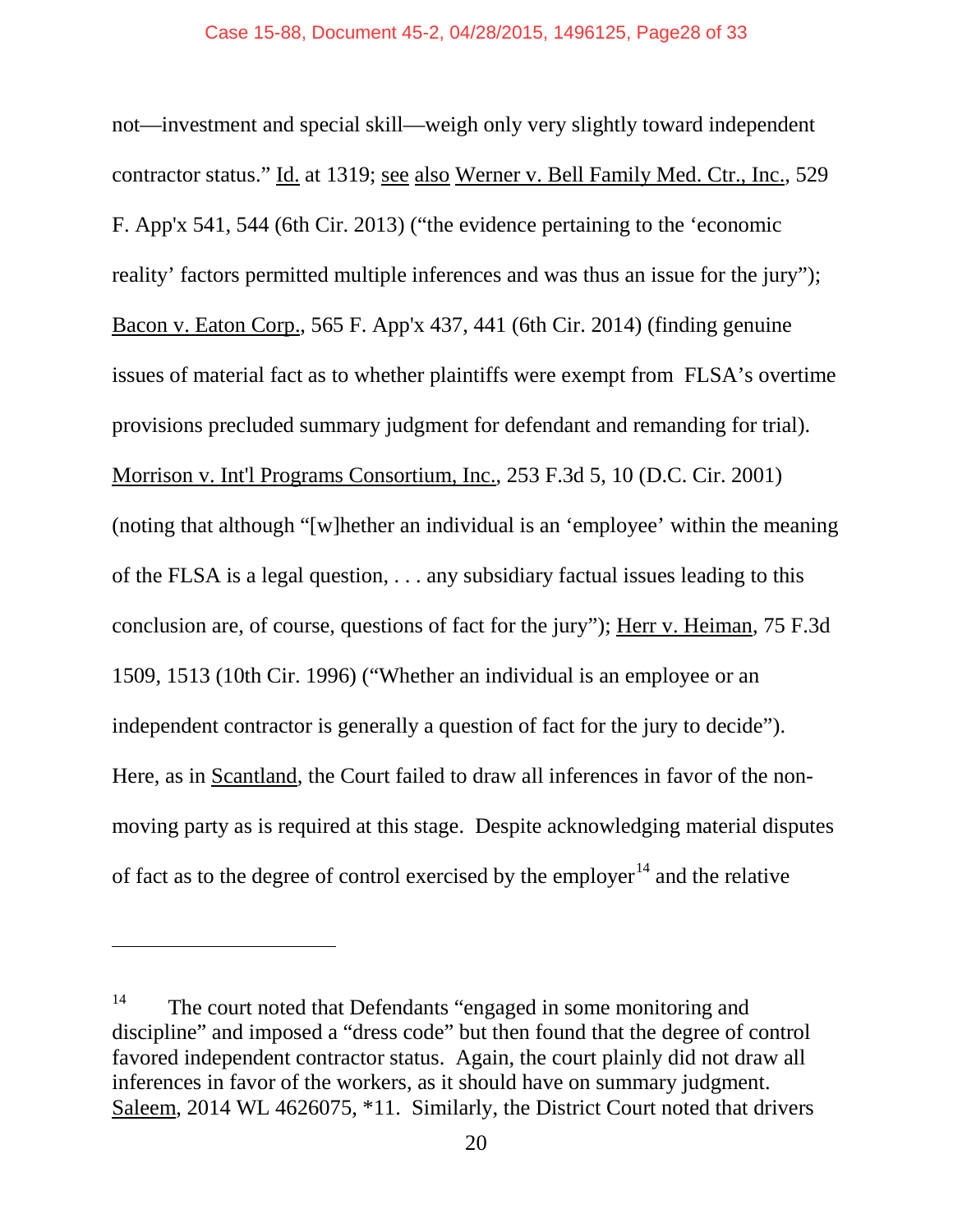not—investment and special skill—weigh only very slightly toward independent contractor status." Id. at 1319; see also Werner v. Bell Family Med. Ctr., Inc., 529 F. App'x 541, 544 (6th Cir. 2013) ("the evidence pertaining to the 'economic reality' factors permitted multiple inferences and was thus an issue for the jury"); Bacon v. Eaton Corp., 565 F. App'x 437, 441 (6th Cir. 2014) (finding genuine issues of material fact as to whether plaintiffs were exempt from FLSA's overtime provisions precluded summary judgment for defendant and remanding for trial). Morrison v. Int'l Programs Consortium, Inc., 253 F.3d 5, 10 (D.C. Cir. 2001) (noting that although "[w]hether an individual is an 'employee' within the meaning of the FLSA is a legal question, . . . any subsidiary factual issues leading to this conclusion are, of course, questions of fact for the jury"); Herr v. Heiman, 75 F.3d 1509, 1513 (10th Cir. 1996) ("Whether an individual is an employee or an independent contractor is generally a question of fact for the jury to decide"). Here, as in Scantland, the Court failed to draw all inferences in favor of the non-moving party as is required at this stage. Despite acknowledging material disputes of fact as to the degree of control exercised by the employer[14] and the relative

[14] The court noted that Defendants "engaged in some monitoring and discipline" and imposed a "dress code" but then found that the degree of control favored independent contractor status. Again, the court plainly did not draw all inferences in favor of the workers, as it should have on summary judgment. Saleem, 2014 WL 4626075, *11. Similarly, the District Court noted that drivers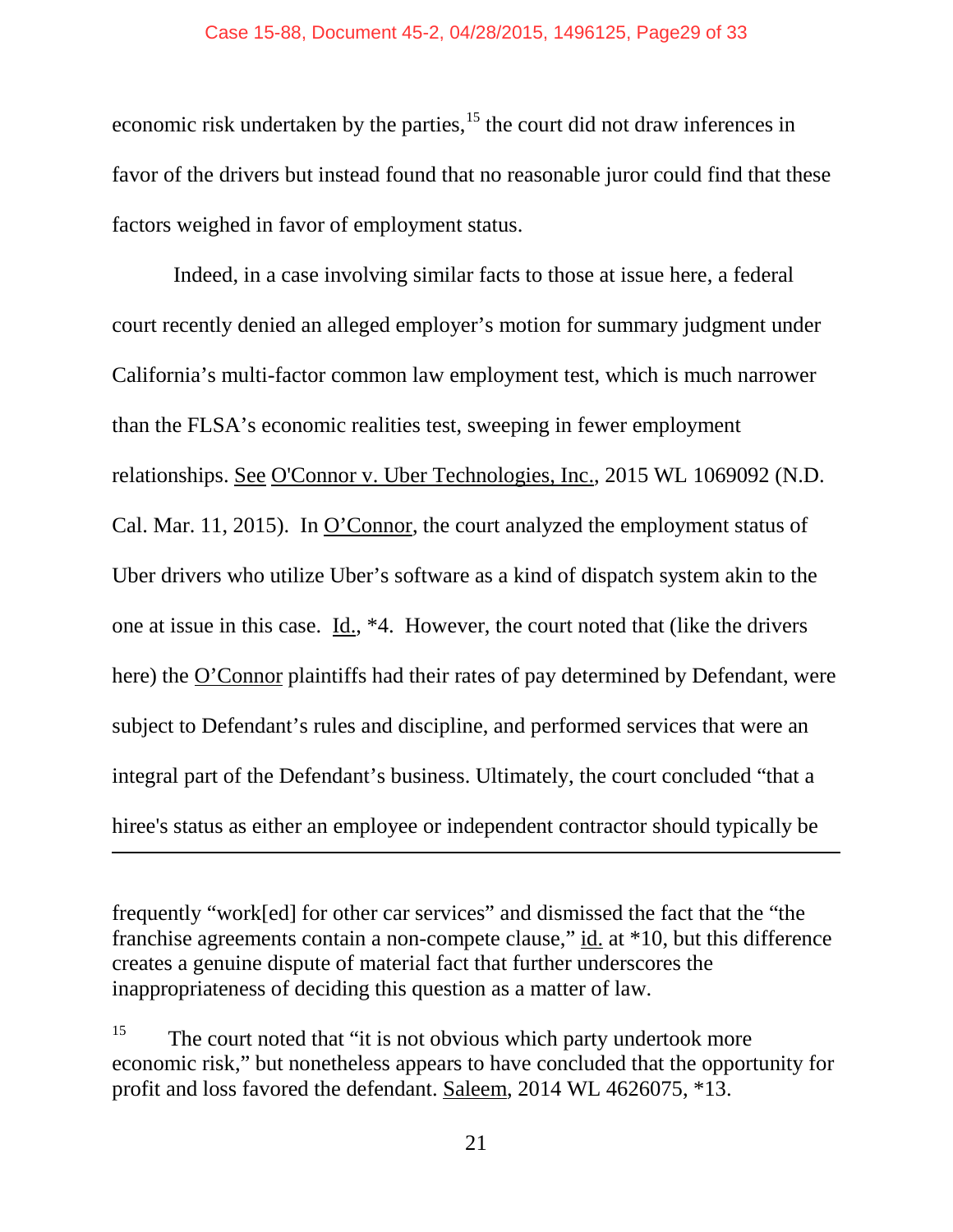economic risk undertaken by the parties,[15] the court did not draw inferences in favor of the drivers but instead found that no reasonable juror could find that these factors weighed in favor of employment status.

Indeed, in a case involving similar facts to those at issue here, a federal court recently denied an alleged employer's motion for summary judgment under California's multi-factor common law employment test, which is much narrower than the FLSA's economic realities test, sweeping in fewer employment relationships. See O'Connor v. Uber Technologies, Inc., 2015 WL 1069092 (N.D. Cal. Mar. 11, 2015). In O'Connor, the court analyzed the employment status of Uber drivers who utilize Uber's software as a kind of dispatch system akin to the one at issue in this case. Id., *4. However, the court noted that (like the drivers here) the O'Connor plaintiffs had their rates of pay determined by Defendant, were subject to Defendant's rules and discipline, and performed services that were an integral part of the Defendant's business. Ultimately, the court concluded "that a hiree's status as either an employee or independent contractor should typically be

---

frequently "work[ed] for other car services" and dismissed the fact that the "the franchise agreements contain a non-compete clause," id. at *10, but this difference creates a genuine dispute of material fact that further underscores the inappropriateness of deciding this question as a matter of law.

[15] The court noted that "it is not obvious which party undertook more economic risk," but nonetheless appears to have concluded that the opportunity for profit and loss favored the defendant. Saleem, 2014 WL 4626075, *13.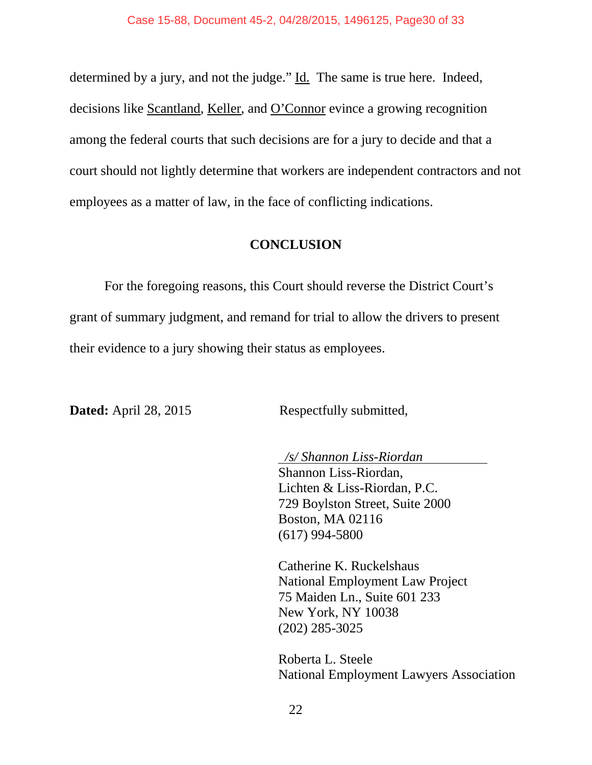determined by a jury, and not the judge." Id. The same is true here. Indeed, decisions like Scantland, Keller, and O'Connor evince a growing recognition among the federal courts that such decisions are for a jury to decide and that a court should not lightly determine that workers are independent contractors and not employees as a matter of law, in the face of conflicting indications.

## CONCLUSION

For the foregoing reasons, this Court should reverse the District Court's grant of summary judgment, and remand for trial to allow the drivers to present their evidence to a jury showing their status as employees.

**Dated:** April 28, 2015

Respectfully submitted,

*/s/ Shannon Liss-Riordan*
Shannon Liss-Riordan,
Lichten & Liss-Riordan, P.C.
729 Boylston Street, Suite 2000
Boston, MA 02116
(617) 994-5800

Catherine K. Ruckelshaus
National Employment Law Project
75 Maiden Ln., Suite 601 233
New York, NY 10038
(202) 285-3025

Roberta L. Steele
National Employment Lawyers Association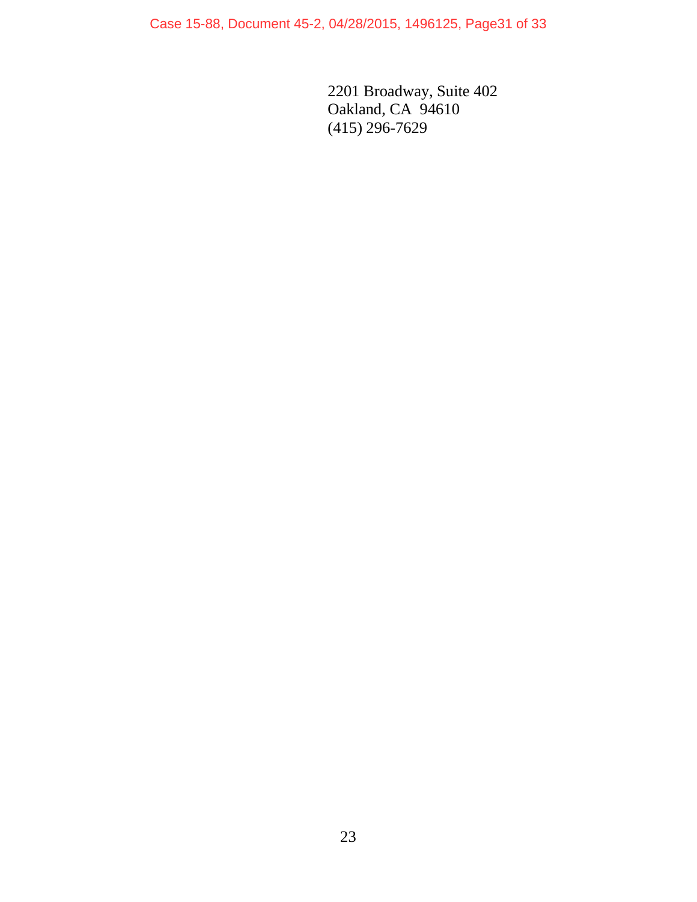2201 Broadway, Suite 402
Oakland, CA 94610
(415) 296-7629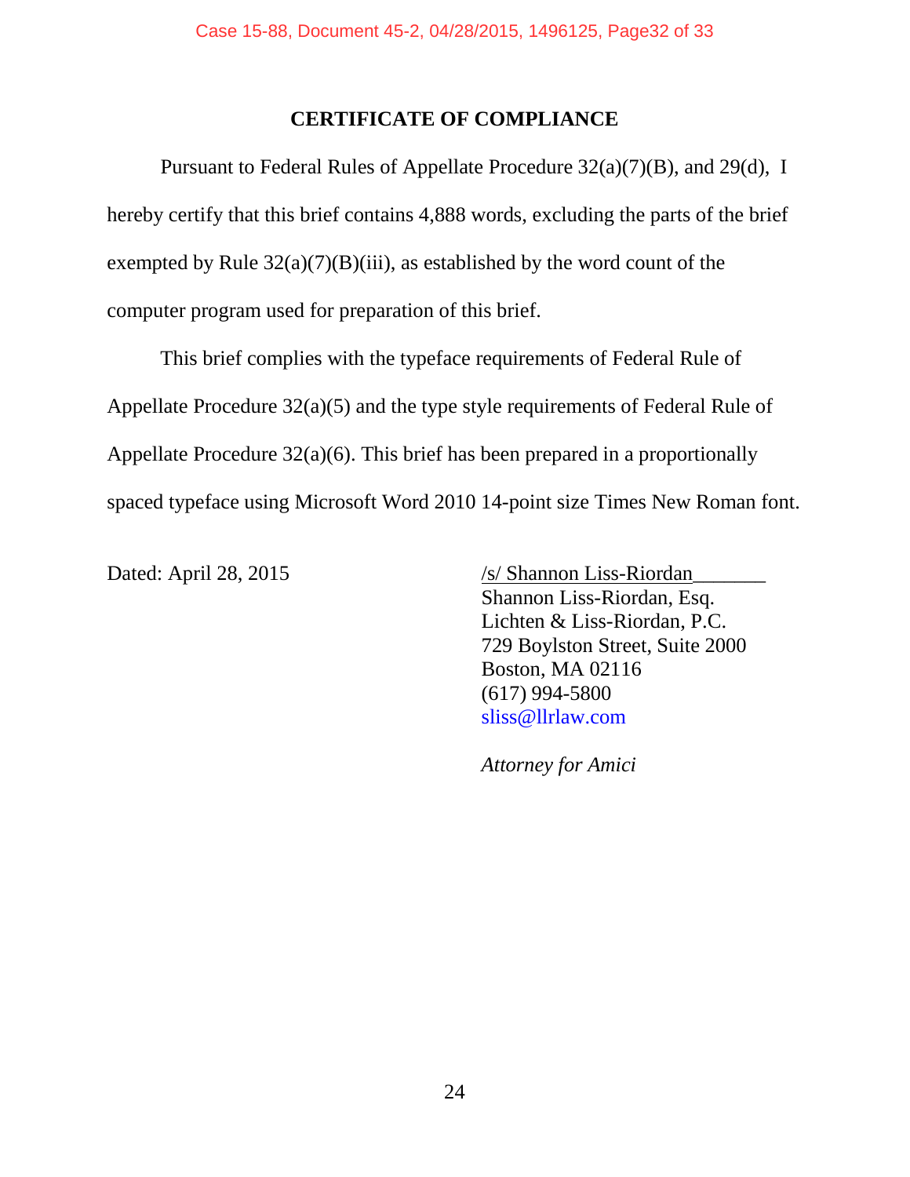# CERTIFICATE OF COMPLIANCE

Pursuant to Federal Rules of Appellate Procedure 32(a)(7)(B), and 29(d), I hereby certify that this brief contains 4,888 words, excluding the parts of the brief exempted by Rule 32(a)(7)(B)(iii), as established by the word count of the computer program used for preparation of this brief.

This brief complies with the typeface requirements of Federal Rule of Appellate Procedure 32(a)(5) and the type style requirements of Federal Rule of Appellate Procedure 32(a)(6). This brief has been prepared in a proportionally spaced typeface using Microsoft Word 2010 14-point size Times New Roman font.

Dated: April 28, 2015

/s/ Shannon Liss-Riordan  
Shannon Liss-Riordan, Esq.  
Lichten & Liss-Riordan, P.C.  
729 Boylston Street, Suite 2000  
Boston, MA 02116  
(617) 994-5800  
sliss@llrlaw.com

*Attorney for Amici*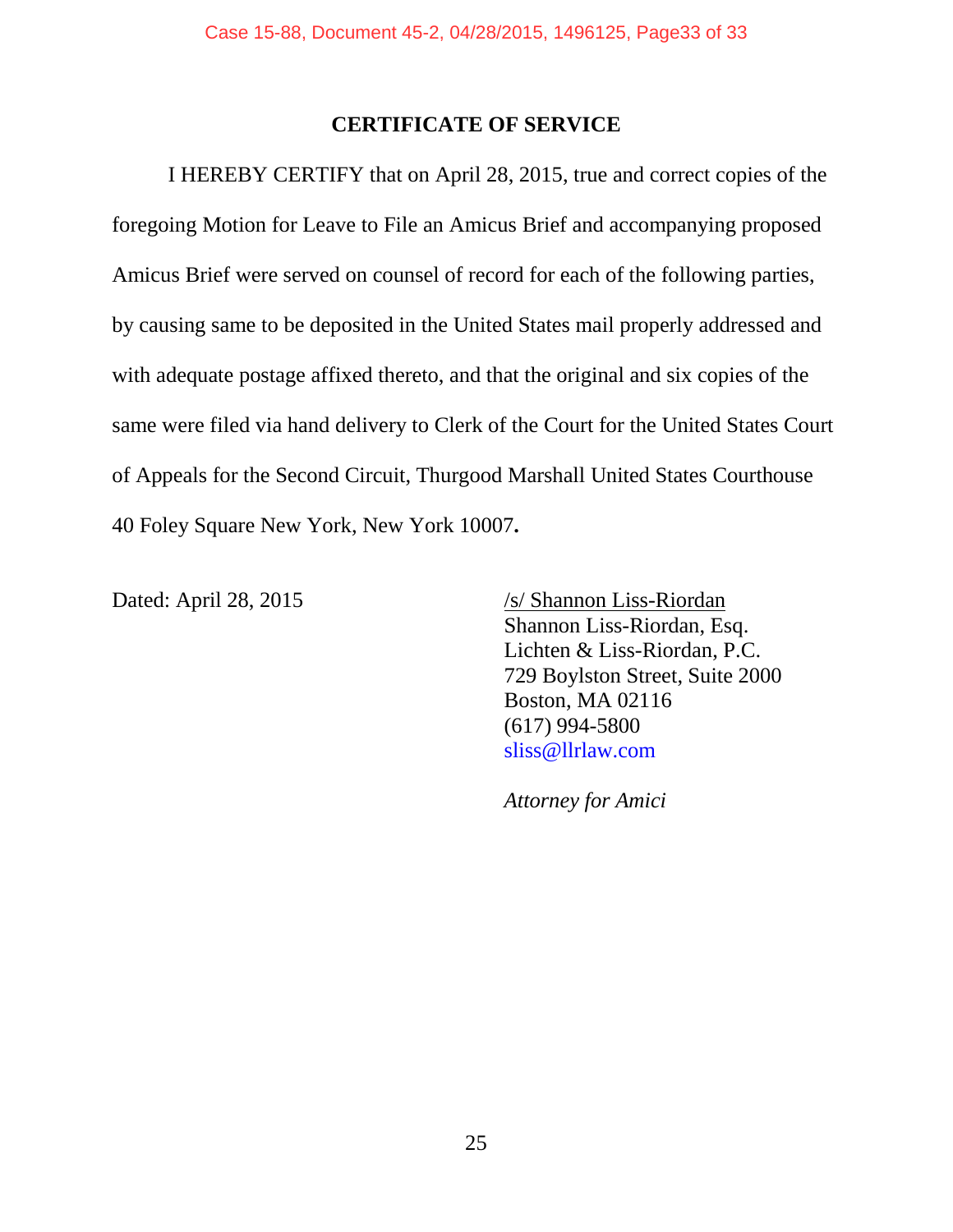## CERTIFICATE OF SERVICE

I HEREBY CERTIFY that on April 28, 2015, true and correct copies of the foregoing Motion for Leave to File an Amicus Brief and accompanying proposed Amicus Brief were served on counsel of record for each of the following parties, by causing same to be deposited in the United States mail properly addressed and with adequate postage affixed thereto, and that the original and six copies of the same were filed via hand delivery to Clerk of the Court for the United States Court of Appeals for the Second Circuit, Thurgood Marshall United States Courthouse 40 Foley Square New York, New York 10007**.**

Dated: April 28, 2015

/s/ Shannon Liss-Riordan
Shannon Liss-Riordan, Esq.
Lichten & Liss-Riordan, P.C.
729 Boylston Street, Suite 2000
Boston, MA 02116
(617) 994-5800
sliss@llrlaw.com

*Attorney for Amici*